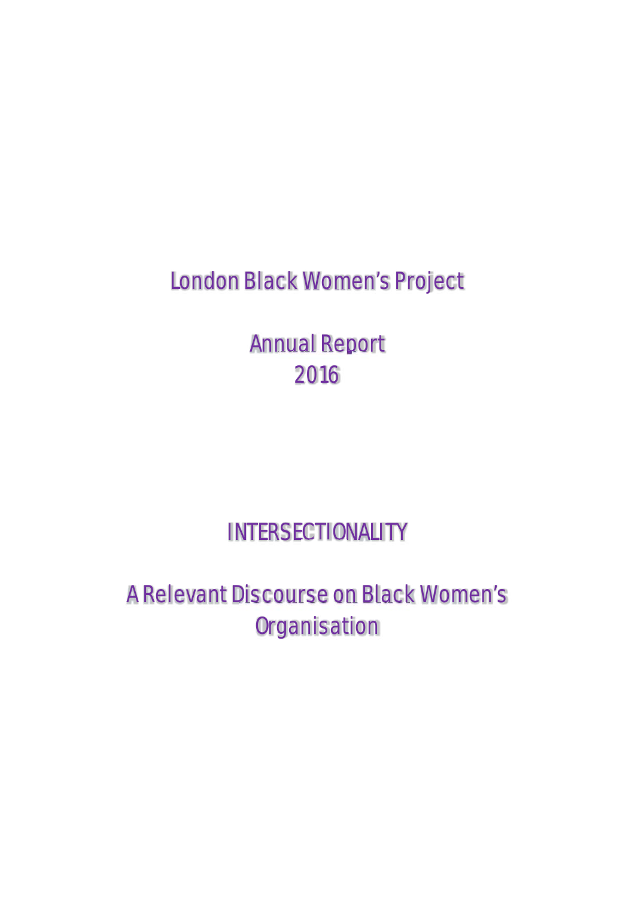# London Black Women's Project

## Annual Report 2016

## INTERSECTIONALITY

## A Relevant Discourse on Black Women's Organisation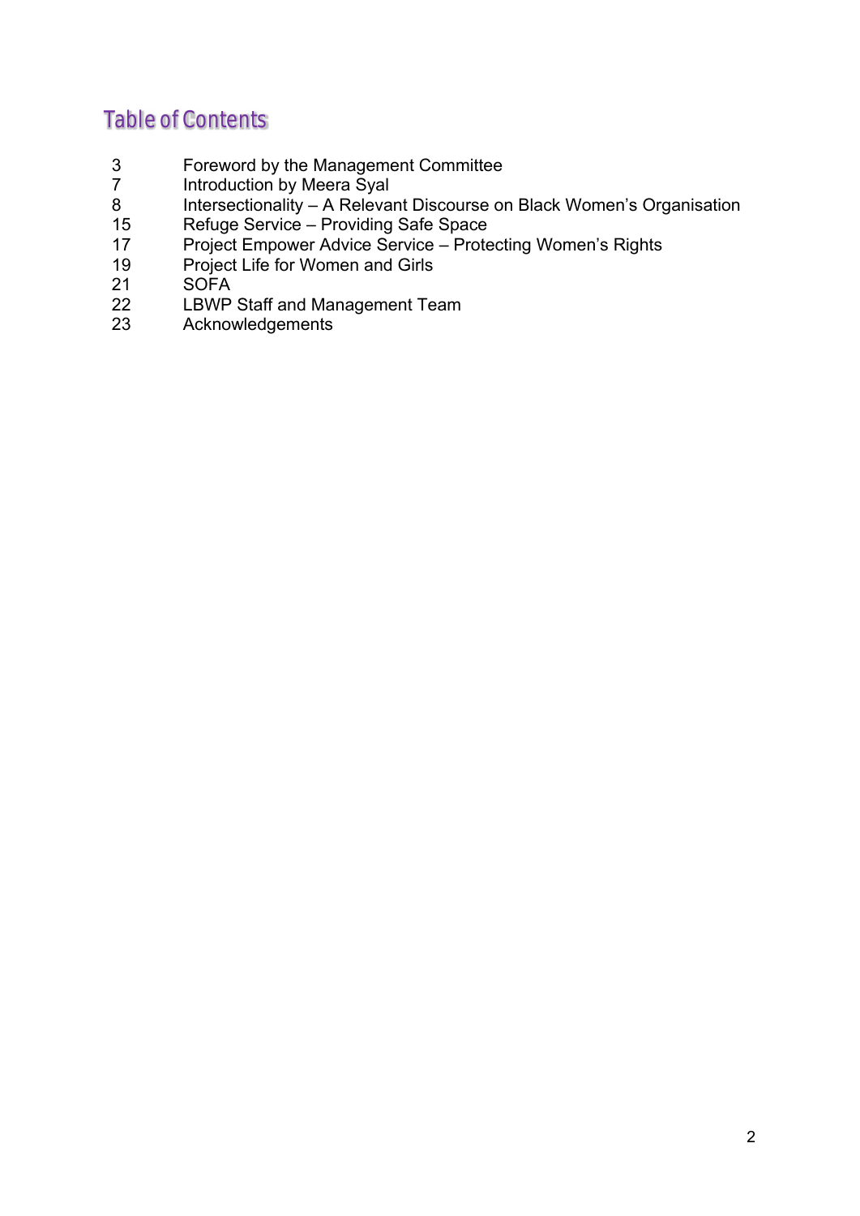# Table of Contents

| | |
|---|---|
| 3 | Foreword by the Management Committee |
| 7 | Introduction by Meera Syal |
| 8 | Intersectionality – A Relevant Discourse on Black Women's Organisation |
| 15 | Refuge Service – Providing Safe Space |
| 17 | Project Empower Advice Service – Protecting Women's Rights |
| 19 | Project Life for Women and Girls |
| 21 | SOFA |
| 22 | LBWP Staff and Management Team |
| 23 | Acknowledgements |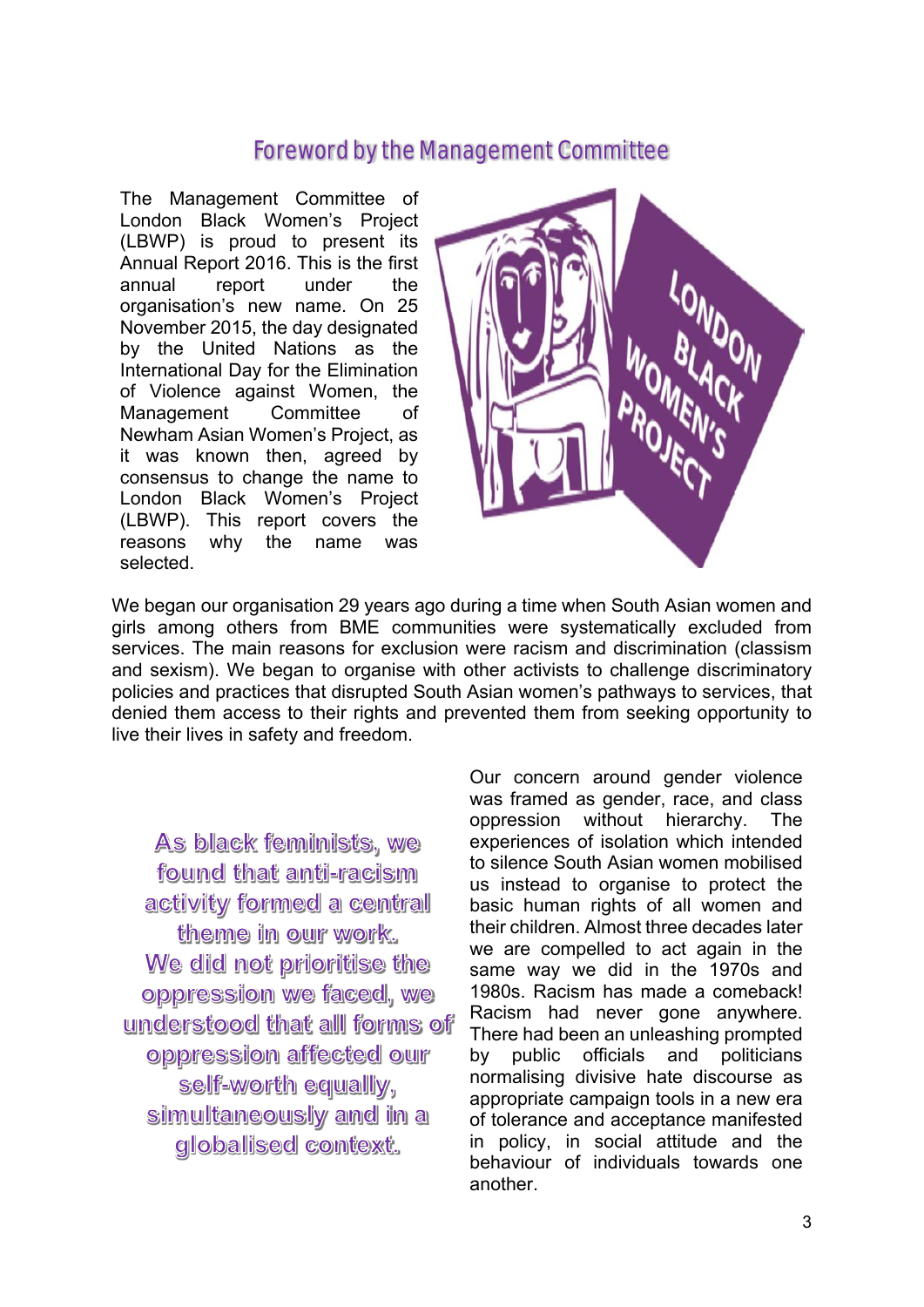## Foreword by the Management Committee

The Management Committee of London Black Women's Project (LBWP) is proud to present its Annual Report 2016. This is the first annual report under the organisation's new name. On 25 November 2015, the day designated by the United Nations as the International Day for the Elimination of Violence against Women, the Management Committee of Newham Asian Women's Project, as it was known then, agreed by consensus to change the name to London Black Women's Project (LBWP). This report covers the reasons why the name was selected.

We began our organisation 29 years ago during a time when South Asian women and girls among others from BME communities were systematically excluded from services. The main reasons for exclusion were racism and discrimination (classism and sexism). We began to organise with other activists to challenge discriminatory policies and practices that disrupted South Asian women's pathways to services, that denied them access to their rights and prevented them from seeking opportunity to live their lives in safety and freedom.

> As black feminists, we found that anti-racism activity formed a central theme in our work. We did not prioritise the oppression we faced, we understood that all forms of oppression affected our self-worth equally, simultaneously and in a globalised context.

Our concern around gender violence was framed as gender, race, and class oppression without hierarchy. The experiences of isolation which intended to silence South Asian women mobilised us instead to organise to protect the basic human rights of all women and their children. Almost three decades later we are compelled to act again in the same way we did in the 1970s and 1980s. Racism has made a comeback! Racism had never gone anywhere. There had been an unleashing prompted by public officials and politicians normalising divisive hate discourse as appropriate campaign tools in a new era of tolerance and acceptance manifested in policy, in social attitude and the behaviour of individuals towards one another.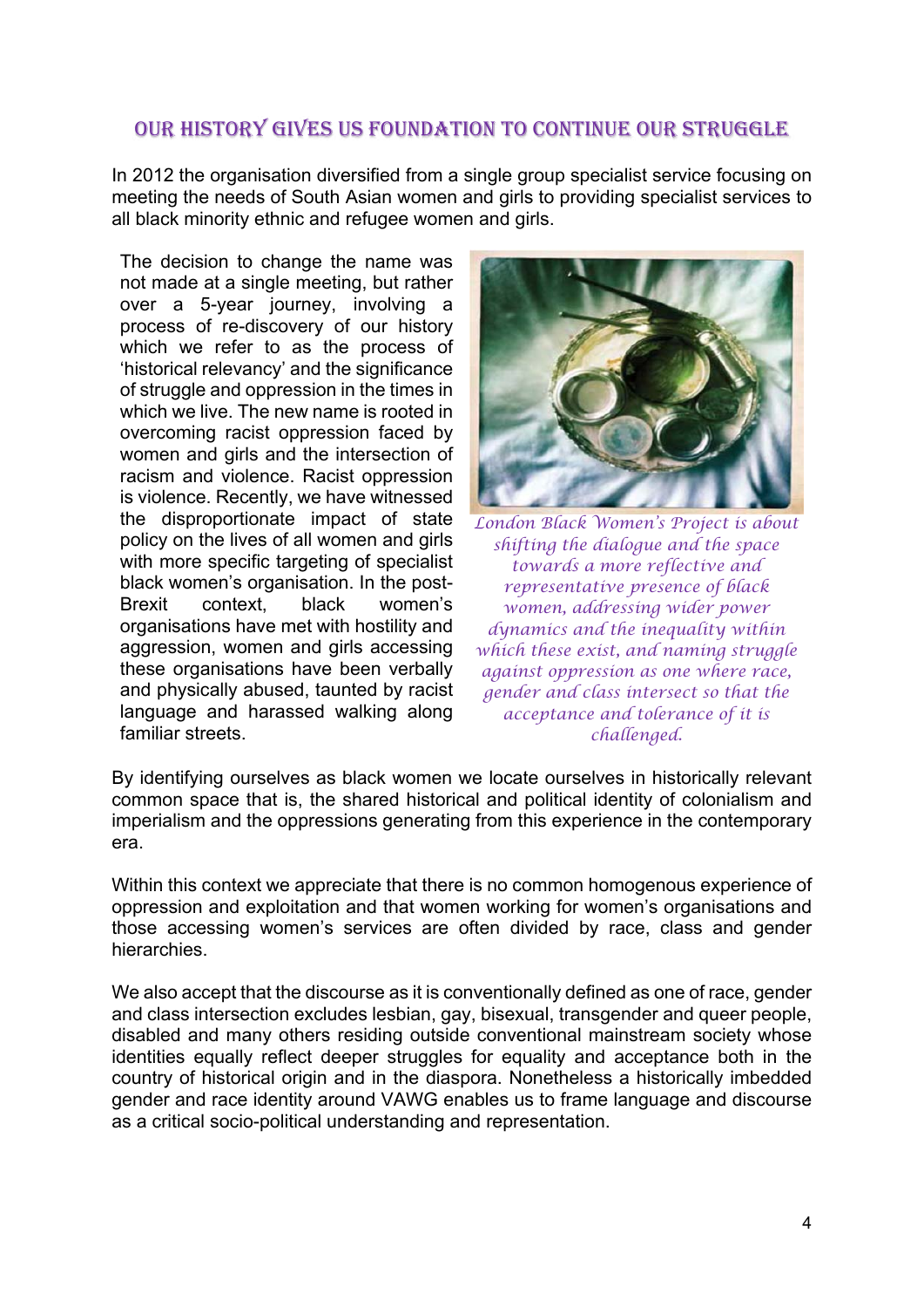## OUR HISTORY GIVES US FOUNDATION TO CONTINUE OUR STRUGGLE

In 2012 the organisation diversified from a single group specialist service focusing on meeting the needs of South Asian women and girls to providing specialist services to all black minority ethnic and refugee women and girls.

The decision to change the name was not made at a single meeting, but rather over a 5-year journey, involving a process of re-discovery of our history which we refer to as the process of 'historical relevancy' and the significance of struggle and oppression in the times in which we live. The new name is rooted in overcoming racist oppression faced by women and girls and the intersection of racism and violence. Racist oppression is violence. Recently, we have witnessed the disproportionate impact of state policy on the lives of all women and girls with more specific targeting of specialist black women's organisation. In the post-Brexit context, black women's organisations have met with hostility and aggression, women and girls accessing these organisations have been verbally and physically abused, taunted by racist language and harassed walking along familiar streets.

*London Black Women's Project is about shifting the dialogue and the space towards a more reflective and representative presence of black women, addressing wider power dynamics and the inequality within which these exist, and naming struggle against oppression as one where race, gender and class intersect so that the acceptance and tolerance of it is challenged.*

By identifying ourselves as black women we locate ourselves in historically relevant common space that is, the shared historical and political identity of colonialism and imperialism and the oppressions generating from this experience in the contemporary era.

Within this context we appreciate that there is no common homogenous experience of oppression and exploitation and that women working for women's organisations and those accessing women's services are often divided by race, class and gender hierarchies.

We also accept that the discourse as it is conventionally defined as one of race, gender and class intersection excludes lesbian, gay, bisexual, transgender and queer people, disabled and many others residing outside conventional mainstream society whose identities equally reflect deeper struggles for equality and acceptance both in the country of historical origin and in the diaspora. Nonetheless a historically imbedded gender and race identity around VAWG enables us to frame language and discourse as a critical socio-political understanding and representation.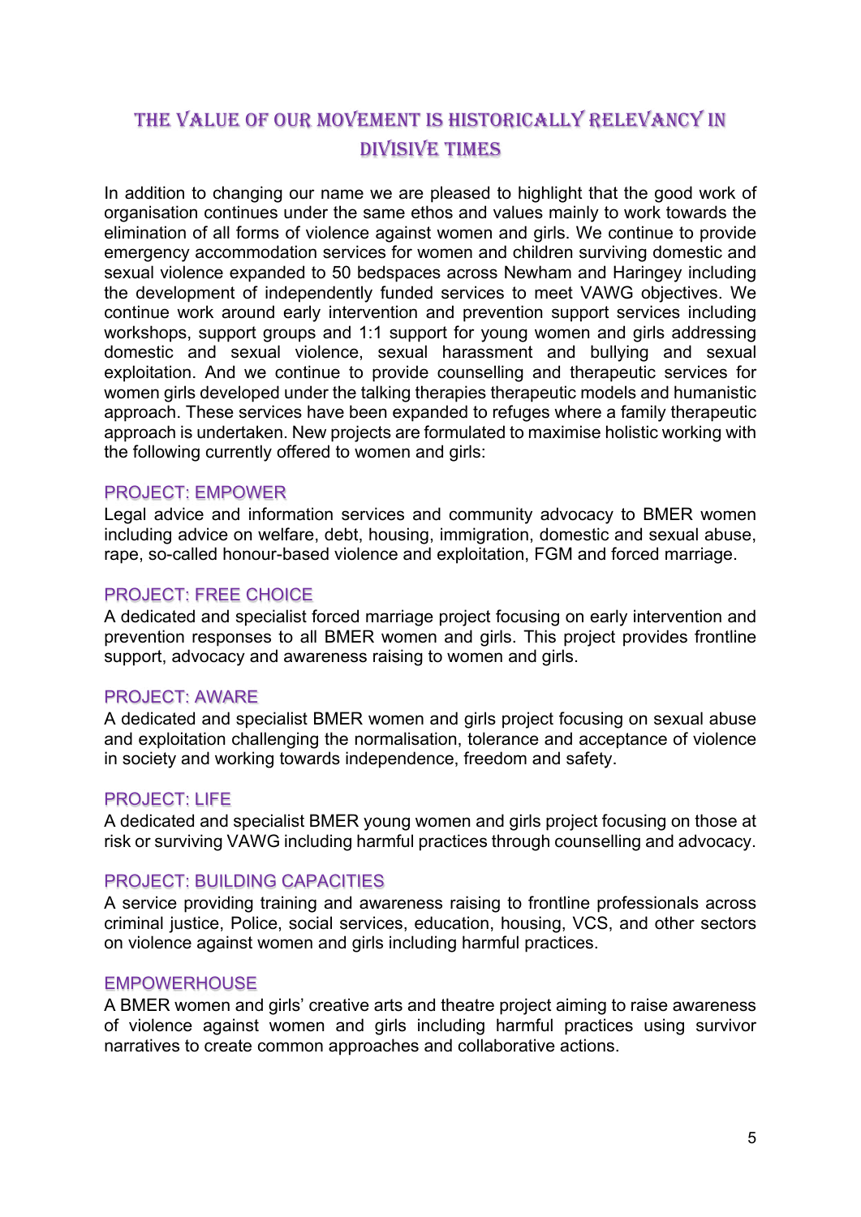## The Value of Our Movement is Historically Relevancy in Divisive Times

In addition to changing our name we are pleased to highlight that the good work of organisation continues under the same ethos and values mainly to work towards the elimination of all forms of violence against women and girls. We continue to provide emergency accommodation services for women and children surviving domestic and sexual violence expanded to 50 bedspaces across Newham and Haringey including the development of independently funded services to meet VAWG objectives. We continue work around early intervention and prevention support services including workshops, support groups and 1:1 support for young women and girls addressing domestic and sexual violence, sexual harassment and bullying and sexual exploitation. And we continue to provide counselling and therapeutic services for women girls developed under the talking therapies therapeutic models and humanistic approach. These services have been expanded to refuges where a family therapeutic approach is undertaken. New projects are formulated to maximise holistic working with the following currently offered to women and girls:

### PROJECT: EMPOWER

Legal advice and information services and community advocacy to BMER women including advice on welfare, debt, housing, immigration, domestic and sexual abuse, rape, so-called honour-based violence and exploitation, FGM and forced marriage.

### PROJECT: FREE CHOICE

A dedicated and specialist forced marriage project focusing on early intervention and prevention responses to all BMER women and girls. This project provides frontline support, advocacy and awareness raising to women and girls.

### PROJECT: AWARE

A dedicated and specialist BMER women and girls project focusing on sexual abuse and exploitation challenging the normalisation, tolerance and acceptance of violence in society and working towards independence, freedom and safety.

### PROJECT: LIFE

A dedicated and specialist BMER young women and girls project focusing on those at risk or surviving VAWG including harmful practices through counselling and advocacy.

### PROJECT: BUILDING CAPACITIES

A service providing training and awareness raising to frontline professionals across criminal justice, Police, social services, education, housing, VCS, and other sectors on violence against women and girls including harmful practices.

### EMPOWERHOUSE

A BMER women and girls' creative arts and theatre project aiming to raise awareness of violence against women and girls including harmful practices using survivor narratives to create common approaches and collaborative actions.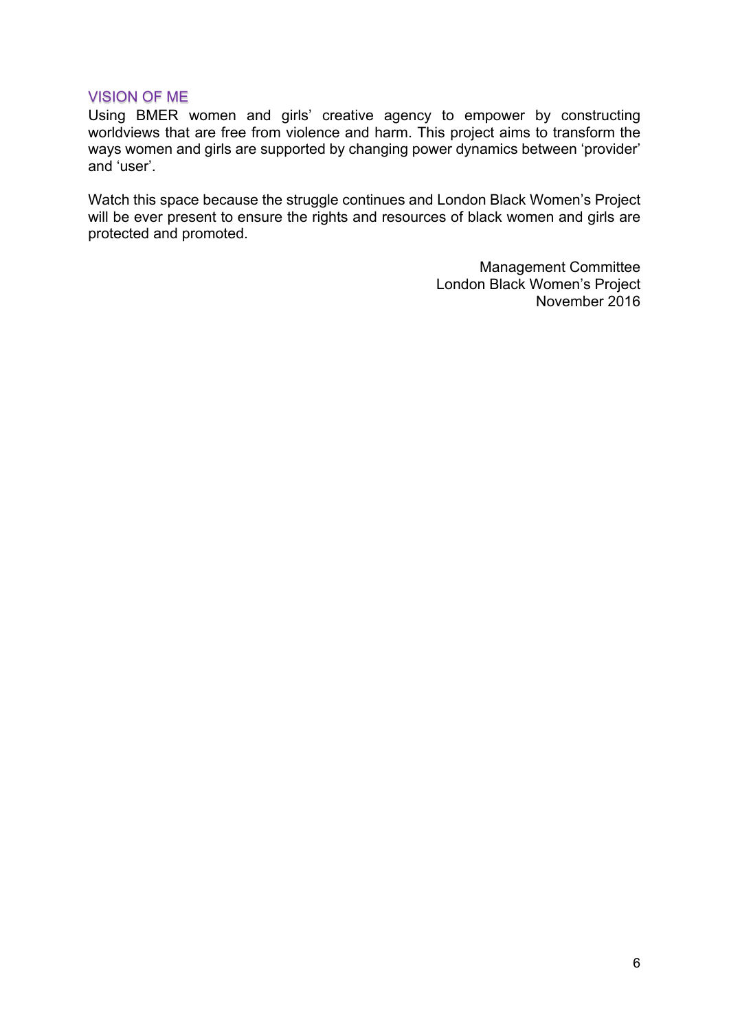## VISION OF ME

Using BMER women and girls' creative agency to empower by constructing worldviews that are free from violence and harm. This project aims to transform the ways women and girls are supported by changing power dynamics between 'provider' and 'user'.

Watch this space because the struggle continues and London Black Women's Project will be ever present to ensure the rights and resources of black women and girls are protected and promoted.

Management Committee
London Black Women's Project
November 2016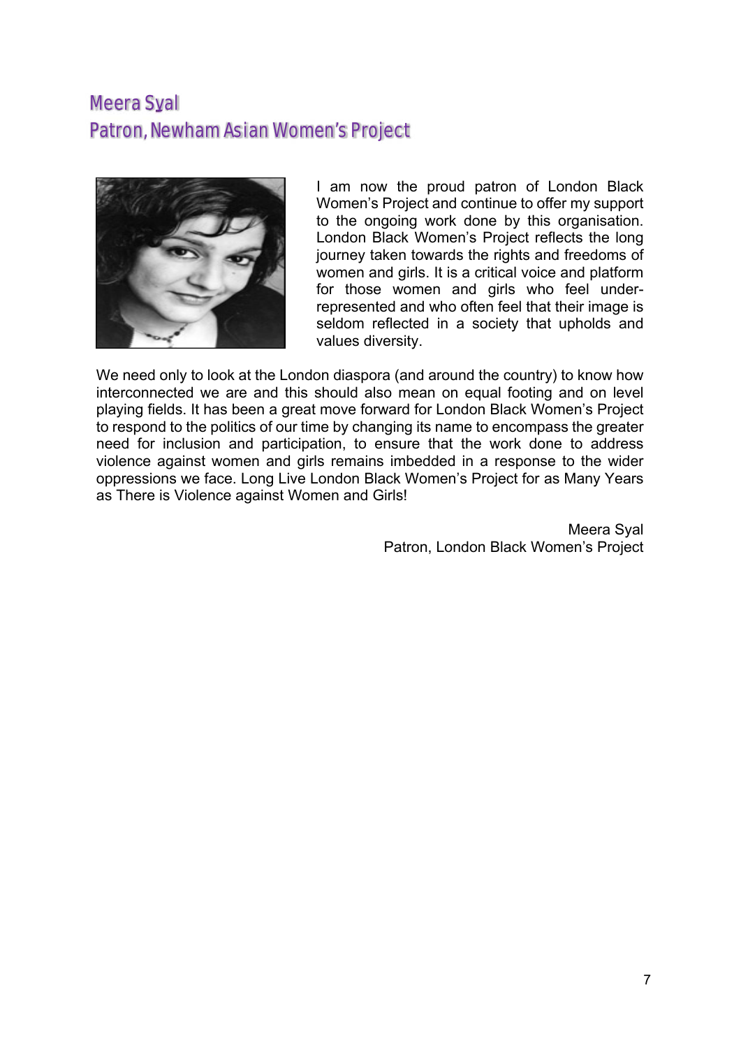## Meera Syal
## Patron, Newham Asian Women's Project

I am now the proud patron of London Black Women's Project and continue to offer my support to the ongoing work done by this organisation. London Black Women's Project reflects the long journey taken towards the rights and freedoms of women and girls. It is a critical voice and platform for those women and girls who feel under-represented and who often feel that their image is seldom reflected in a society that upholds and values diversity.

We need only to look at the London diaspora (and around the country) to know how interconnected we are and this should also mean on equal footing and on level playing fields. It has been a great move forward for London Black Women's Project to respond to the politics of our time by changing its name to encompass the greater need for inclusion and participation, to ensure that the work done to address violence against women and girls remains imbedded in a response to the wider oppressions we face. Long Live London Black Women's Project for as Many Years as There is Violence against Women and Girls!

Meera Syal
Patron, London Black Women's Project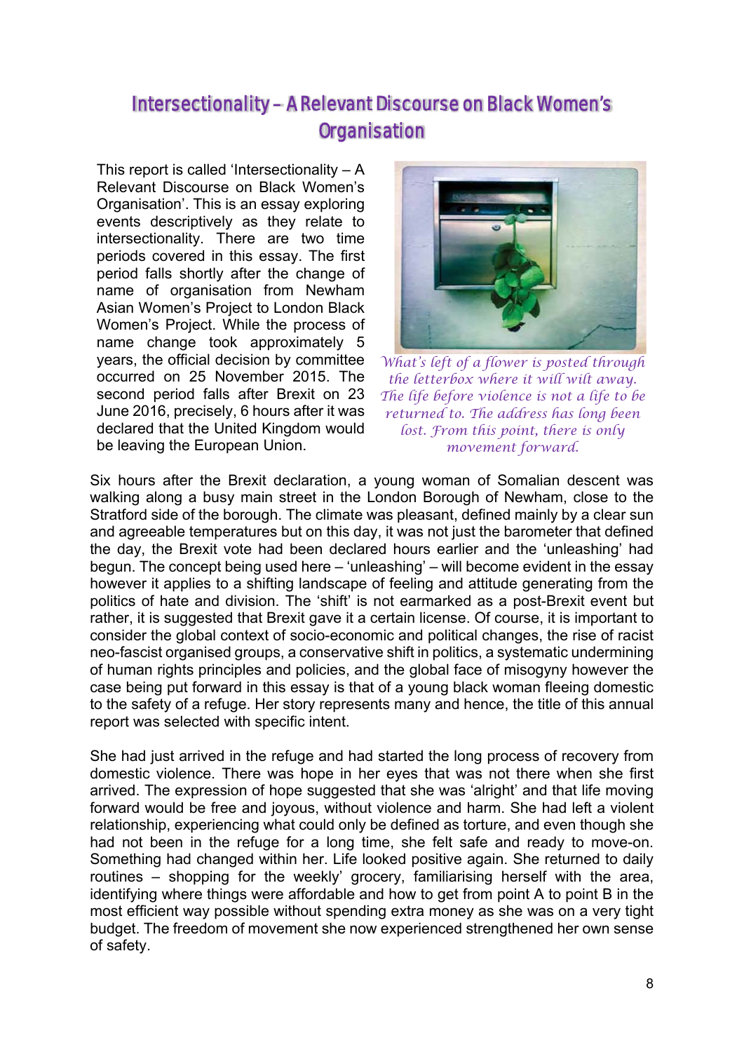# Intersectionality – A Relevant Discourse on Black Women's Organisation

This report is called 'Intersectionality – A Relevant Discourse on Black Women's Organisation'. This is an essay exploring events descriptively as they relate to intersectionality. There are two time periods covered in this essay. The first period falls shortly after the change of name of organisation from Newham Asian Women's Project to London Black Women's Project. While the process of name change took approximately 5 years, the official decision by committee occurred on 25 November 2015. The second period falls after Brexit on 23 June 2016, precisely, 6 hours after it was declared that the United Kingdom would be leaving the European Union.

*What's left of a flower is posted through the letterbox where it will wilt away. The life before violence is not a life to be returned to. The address has long been lost. From this point, there is only movement forward.*

Six hours after the Brexit declaration, a young woman of Somalian descent was walking along a busy main street in the London Borough of Newham, close to the Stratford side of the borough. The climate was pleasant, defined mainly by a clear sun and agreeable temperatures but on this day, it was not just the barometer that defined the day, the Brexit vote had been declared hours earlier and the 'unleashing' had begun. The concept being used here – 'unleashing' – will become evident in the essay however it applies to a shifting landscape of feeling and attitude generating from the politics of hate and division. The 'shift' is not earmarked as a post-Brexit event but rather, it is suggested that Brexit gave it a certain license. Of course, it is important to consider the global context of socio-economic and political changes, the rise of racist neo-fascist organised groups, a conservative shift in politics, a systematic undermining of human rights principles and policies, and the global face of misogyny however the case being put forward in this essay is that of a young black woman fleeing domestic to the safety of a refuge. Her story represents many and hence, the title of this annual report was selected with specific intent.

She had just arrived in the refuge and had started the long process of recovery from domestic violence. There was hope in her eyes that was not there when she first arrived. The expression of hope suggested that she was 'alright' and that life moving forward would be free and joyous, without violence and harm. She had left a violent relationship, experiencing what could only be defined as torture, and even though she had not been in the refuge for a long time, she felt safe and ready to move-on. Something had changed within her. Life looked positive again. She returned to daily routines – shopping for the weekly' grocery, familiarising herself with the area, identifying where things were affordable and how to get from point A to point B in the most efficient way possible without spending extra money as she was on a very tight budget. The freedom of movement she now experienced strengthened her own sense of safety.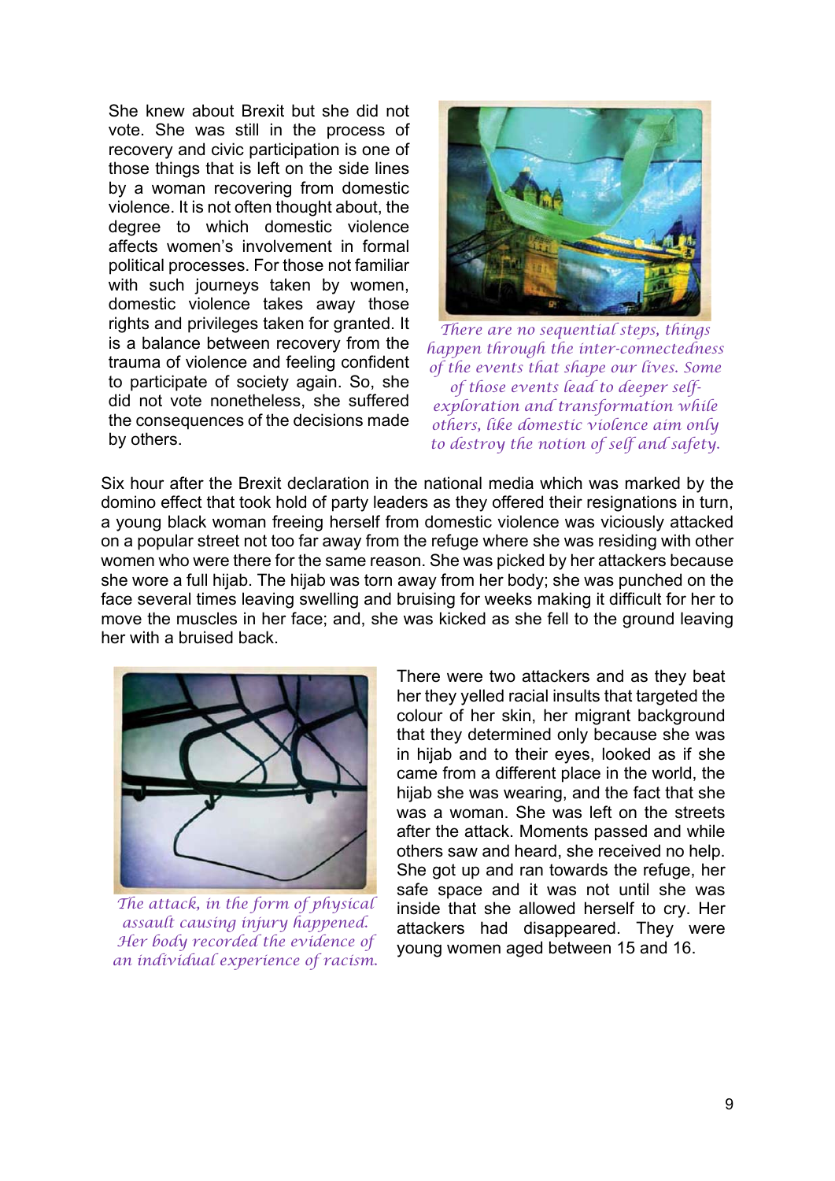She knew about Brexit but she did not vote. She was still in the process of recovery and civic participation is one of those things that is left on the side lines by a woman recovering from domestic violence. It is not often thought about, the degree to which domestic violence affects women's involvement in formal political processes. For those not familiar with such journeys taken by women, domestic violence takes away those rights and privileges taken for granted. It is a balance between recovery from the trauma of violence and feeling confident to participate of society again. So, she did not vote nonetheless, she suffered the consequences of the decisions made by others.

*There are no sequential steps, things happen through the inter-connectedness of the events that shape our lives. Some of those events lead to deeper self-exploration and transformation while others, like domestic violence aim only to destroy the notion of self and safety.*

Six hour after the Brexit declaration in the national media which was marked by the domino effect that took hold of party leaders as they offered their resignations in turn, a young black woman freeing herself from domestic violence was viciously attacked on a popular street not too far away from the refuge where she was residing with other women who were there for the same reason. She was picked by her attackers because she wore a full hijab. The hijab was torn away from her body; she was punched on the face several times leaving swelling and bruising for weeks making it difficult for her to move the muscles in her face; and, she was kicked as she fell to the ground leaving her with a bruised back.

*The attack, in the form of physical assault causing injury happened. Her body recorded the evidence of an individual experience of racism.*

There were two attackers and as they beat her they yelled racial insults that targeted the colour of her skin, her migrant background that they determined only because she was in hijab and to their eyes, looked as if she came from a different place in the world, the hijab she was wearing, and the fact that she was a woman. She was left on the streets after the attack. Moments passed and while others saw and heard, she received no help. She got up and ran towards the refuge, her safe space and it was not until she was inside that she allowed herself to cry. Her attackers had disappeared. They were young women aged between 15 and 16.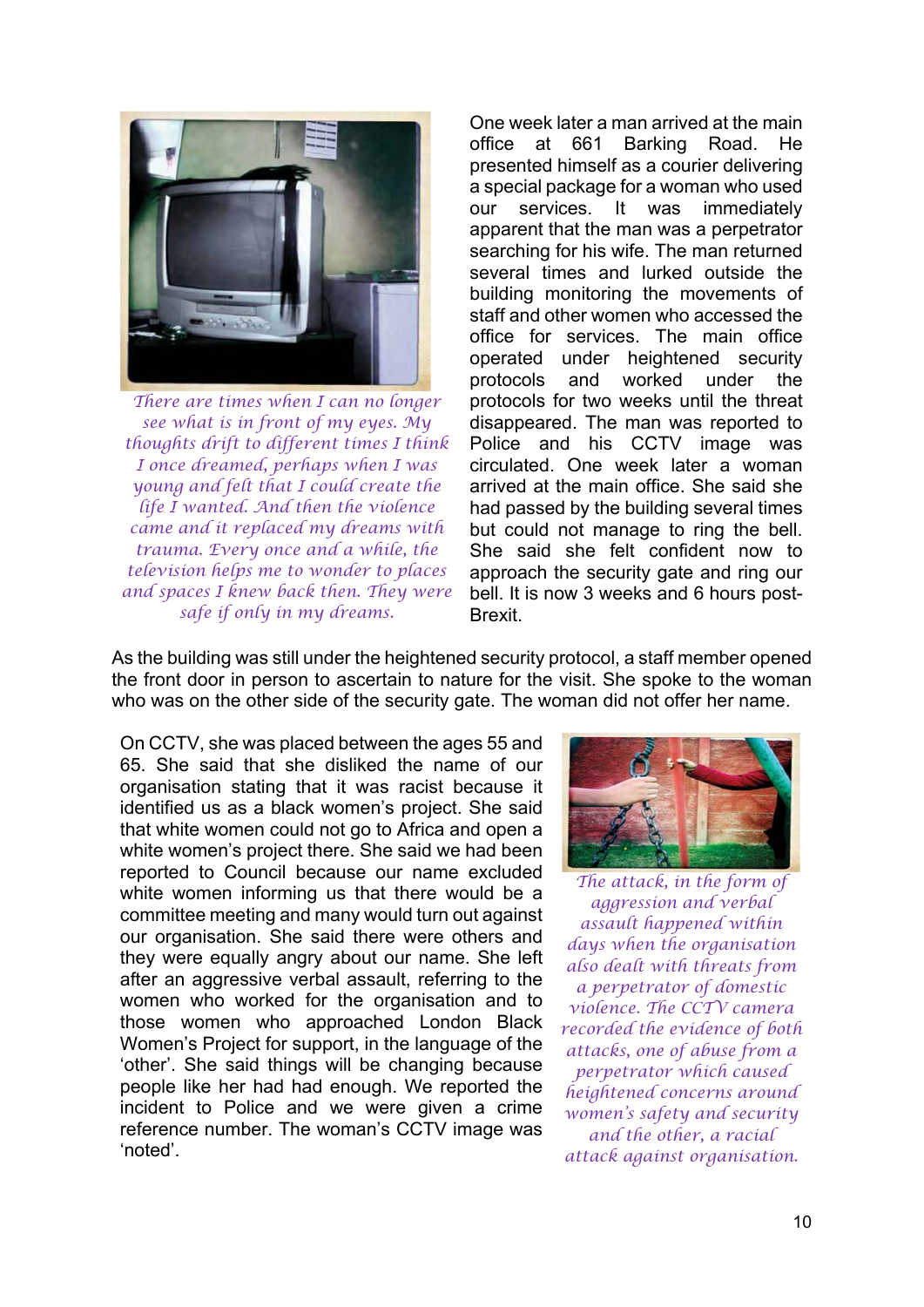*There are times when I can no longer see what is in front of my eyes. My thoughts drift to different times I think I once dreamed, perhaps when I was young and felt that I could create the life I wanted. And then the violence came and it replaced my dreams with trauma. Every once and a while, the television helps me to wonder to places and spaces I knew back then. They were safe if only in my dreams.*

One week later a man arrived at the main office at 661 Barking Road. He presented himself as a courier delivering a special package for a woman who used our services. It was immediately apparent that the man was a perpetrator searching for his wife. The man returned several times and lurked outside the building monitoring the movements of staff and other women who accessed the office for services. The main office operated under heightened security protocols and worked under the protocols for two weeks until the threat disappeared. The man was reported to Police and his CCTV image was circulated. One week later a woman arrived at the main office. She said she had passed by the building several times but could not manage to ring the bell. She said she felt confident now to approach the security gate and ring our bell. It is now 3 weeks and 6 hours post-Brexit.

As the building was still under the heightened security protocol, a staff member opened the front door in person to ascertain to nature for the visit. She spoke to the woman who was on the other side of the security gate. The woman did not offer her name.

On CCTV, she was placed between the ages 55 and 65. She said that she disliked the name of our organisation stating that it was racist because it identified us as a black women's project. She said that white women could not go to Africa and open a white women's project there. She said we had been reported to Council because our name excluded white women informing us that there would be a committee meeting and many would turn out against our organisation. She said there were others and they were equally angry about our name. She left after an aggressive verbal assault, referring to the women who worked for the organisation and to those women who approached London Black Women's Project for support, in the language of the 'other'. She said things will be changing because people like her had had enough. We reported the incident to Police and we were given a crime reference number. The woman's CCTV image was 'noted'.

*The attack, in the form of aggression and verbal assault happened within days when the organisation also dealt with threats from a perpetrator of domestic violence. The CCTV camera recorded the evidence of both attacks, one of abuse from a perpetrator which caused heightened concerns around women's safety and security and the other, a racial attack against organisation.*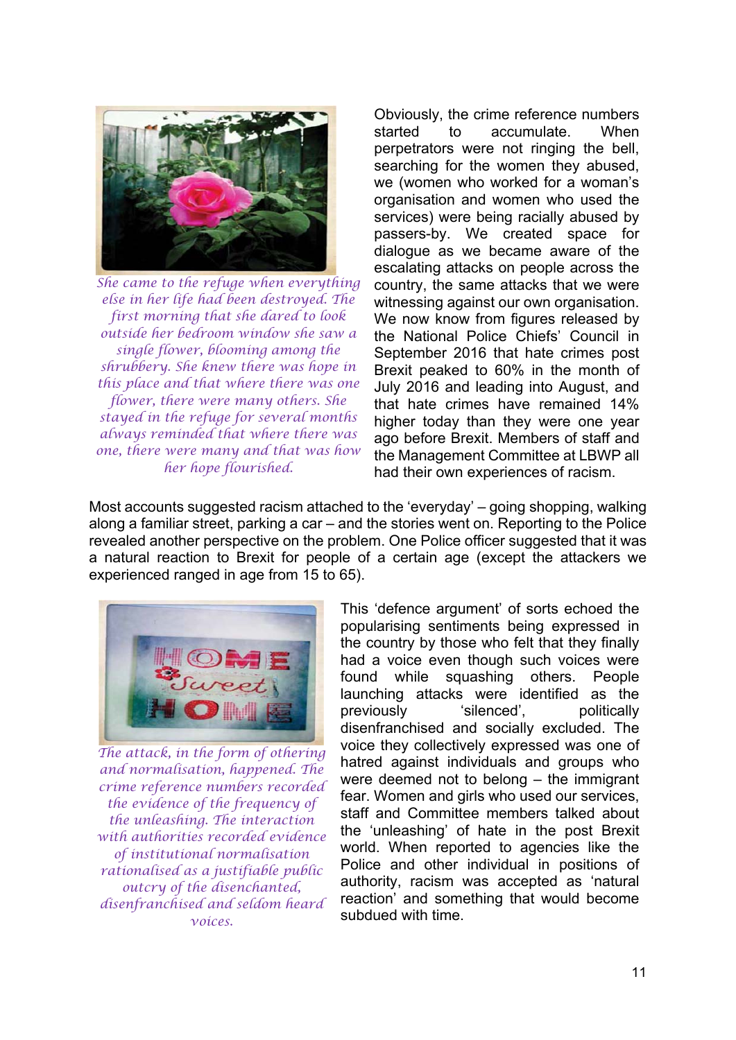*She came to the refuge when everything else in her life had been destroyed. The first morning that she dared to look outside her bedroom window she saw a single flower, blooming among the shrubbery. She knew there was hope in this place and that where there was one flower, there were many others. She stayed in the refuge for several months always reminded that where there was one, there were many and that was how her hope flourished.*

Obviously, the crime reference numbers started to accumulate. When perpetrators were not ringing the bell, searching for the women they abused, we (women who worked for a woman's organisation and women who used the services) were being racially abused by passers-by. We created space for dialogue as we became aware of the escalating attacks on people across the country, the same attacks that we were witnessing against our own organisation. We now know from figures released by the National Police Chiefs' Council in September 2016 that hate crimes post Brexit peaked to 60% in the month of July 2016 and leading into August, and that hate crimes have remained 14% higher today than they were one year ago before Brexit. Members of staff and the Management Committee at LBWP all had their own experiences of racism.

Most accounts suggested racism attached to the 'everyday' – going shopping, walking along a familiar street, parking a car – and the stories went on. Reporting to the Police revealed another perspective on the problem. One Police officer suggested that it was a natural reaction to Brexit for people of a certain age (except the attackers we experienced ranged in age from 15 to 65).

*The attack, in the form of othering and normalisation, happened. The crime reference numbers recorded the evidence of the frequency of the unleashing. The interaction with authorities recorded evidence of institutional normalisation rationalised as a justifiable public outcry of the disenchanted, disenfranchised and seldom heard voices.*

This 'defence argument' of sorts echoed the popularising sentiments being expressed in the country by those who felt that they finally had a voice even though such voices were found while squashing others. People launching attacks were identified as the previously 'silenced', politically disenfranchised and socially excluded. The voice they collectively expressed was one of hatred against individuals and groups who were deemed not to belong – the immigrant fear. Women and girls who used our services, staff and Committee members talked about the 'unleashing' of hate in the post Brexit world. When reported to agencies like the Police and other individual in positions of authority, racism was accepted as 'natural reaction' and something that would become subdued with time.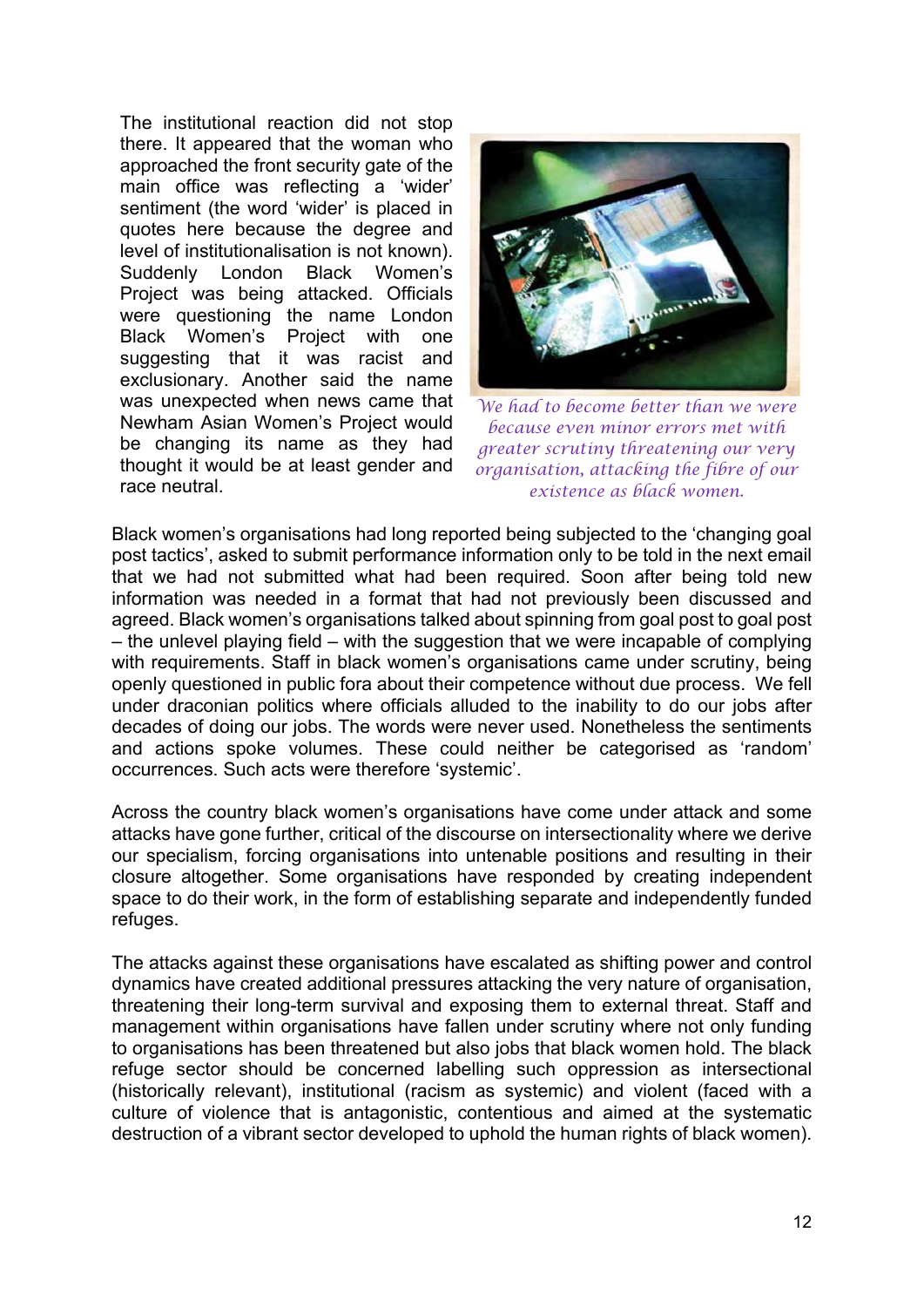The institutional reaction did not stop there. It appeared that the woman who approached the front security gate of the main office was reflecting a 'wider' sentiment (the word 'wider' is placed in quotes here because the degree and level of institutionalisation is not known). Suddenly London Black Women's Project was being attacked. Officials were questioning the name London Black Women's Project with one suggesting that it was racist and exclusionary. Another said the name was unexpected when news came that Newham Asian Women's Project would be changing its name as they had thought it would be at least gender and race neutral.

*We had to become better than we were because even minor errors met with greater scrutiny threatening our very organisation, attacking the fibre of our existence as black women.*

Black women's organisations had long reported being subjected to the 'changing goal post tactics', asked to submit performance information only to be told in the next email that we had not submitted what had been required. Soon after being told new information was needed in a format that had not previously been discussed and agreed. Black women's organisations talked about spinning from goal post to goal post – the unlevel playing field – with the suggestion that we were incapable of complying with requirements. Staff in black women's organisations came under scrutiny, being openly questioned in public fora about their competence without due process. We fell under draconian politics where officials alluded to the inability to do our jobs after decades of doing our jobs. The words were never used. Nonetheless the sentiments and actions spoke volumes. These could neither be categorised as 'random' occurrences. Such acts were therefore 'systemic'.

Across the country black women's organisations have come under attack and some attacks have gone further, critical of the discourse on intersectionality where we derive our specialism, forcing organisations into untenable positions and resulting in their closure altogether. Some organisations have responded by creating independent space to do their work, in the form of establishing separate and independently funded refuges.

The attacks against these organisations have escalated as shifting power and control dynamics have created additional pressures attacking the very nature of organisation, threatening their long-term survival and exposing them to external threat. Staff and management within organisations have fallen under scrutiny where not only funding to organisations has been threatened but also jobs that black women hold. The black refuge sector should be concerned labelling such oppression as intersectional (historically relevant), institutional (racism as systemic) and violent (faced with a culture of violence that is antagonistic, contentious and aimed at the systematic destruction of a vibrant sector developed to uphold the human rights of black women).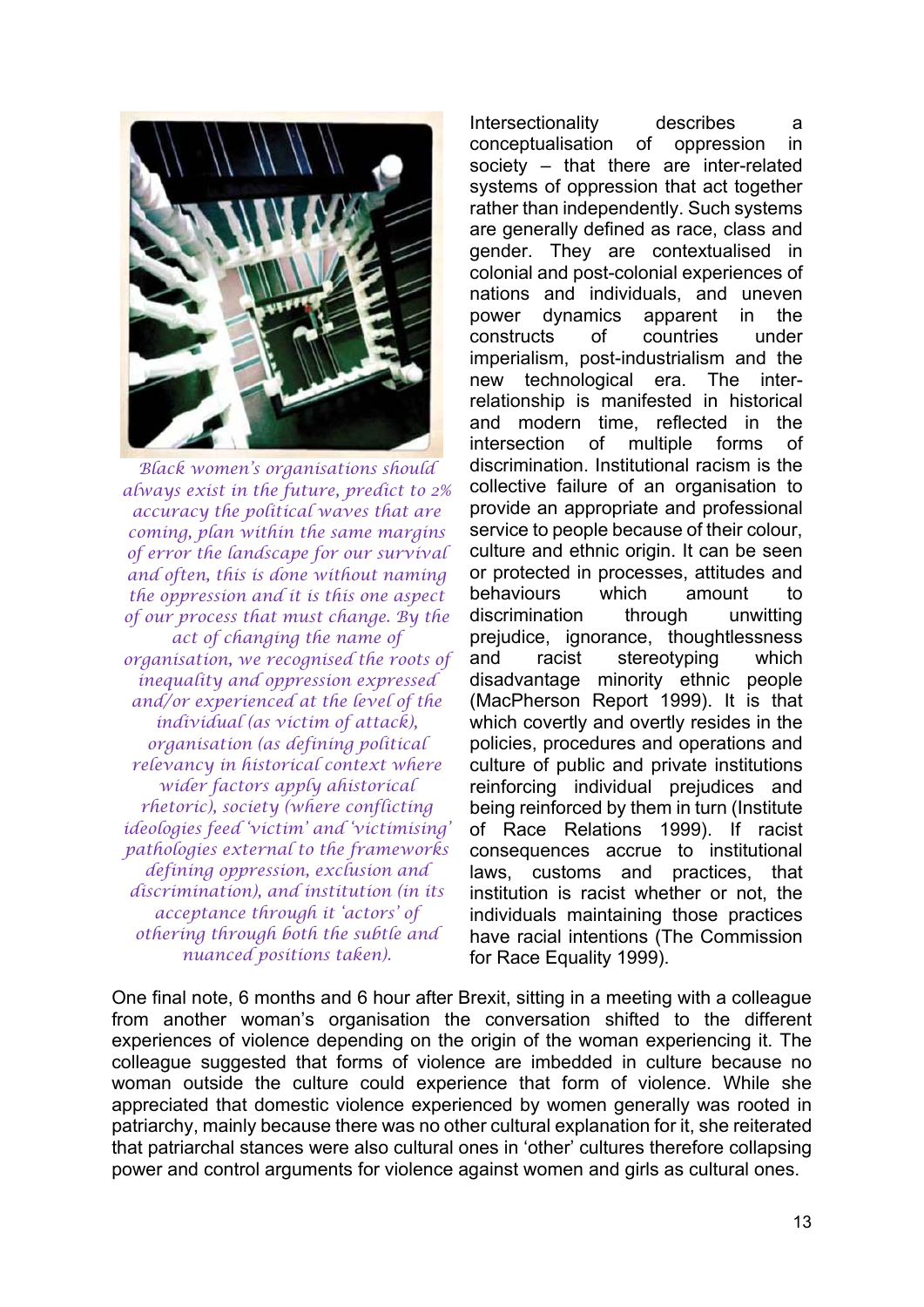*Black women's organisations should always exist in the future, predict to 2% accuracy the political waves that are coming, plan within the same margins of error the landscape for our survival and often, this is done without naming the oppression and it is this one aspect of our process that must change. By the act of changing the name of organisation, we recognised the roots of inequality and oppression expressed and/or experienced at the level of the individual (as victim of attack), organisation (as defining political relevancy in historical context where wider factors apply ahistorical rhetoric), society (where conflicting ideologies feed 'victim' and 'victimising' pathologies external to the frameworks defining oppression, exclusion and discrimination), and institution (in its acceptance through it 'actors' of othering through both the subtle and nuanced positions taken).*

Intersectionality describes a conceptualisation of oppression in society – that there are inter-related systems of oppression that act together rather than independently. Such systems are generally defined as race, class and gender. They are contextualised in colonial and post-colonial experiences of nations and individuals, and uneven power dynamics apparent in the constructs of countries under imperialism, post-industrialism and the new technological era. The inter-relationship is manifested in historical and modern time, reflected in the intersection of multiple forms of discrimination. Institutional racism is the collective failure of an organisation to provide an appropriate and professional service to people because of their colour, culture and ethnic origin. It can be seen or protected in processes, attitudes and behaviours which amount to discrimination through unwitting prejudice, ignorance, thoughtlessness and racist stereotyping which disadvantage minority ethnic people (MacPherson Report 1999). It is that which covertly and overtly resides in the policies, procedures and operations and culture of public and private institutions reinforcing individual prejudices and being reinforced by them in turn (Institute of Race Relations 1999). If racist consequences accrue to institutional laws, customs and practices, that institution is racist whether or not, the individuals maintaining those practices have racial intentions (The Commission for Race Equality 1999).

One final note, 6 months and 6 hour after Brexit, sitting in a meeting with a colleague from another woman's organisation the conversation shifted to the different experiences of violence depending on the origin of the woman experiencing it. The colleague suggested that forms of violence are imbedded in culture because no woman outside the culture could experience that form of violence. While she appreciated that domestic violence experienced by women generally was rooted in patriarchy, mainly because there was no other cultural explanation for it, she reiterated that patriarchal stances were also cultural ones in 'other' cultures therefore collapsing power and control arguments for violence against women and girls as cultural ones.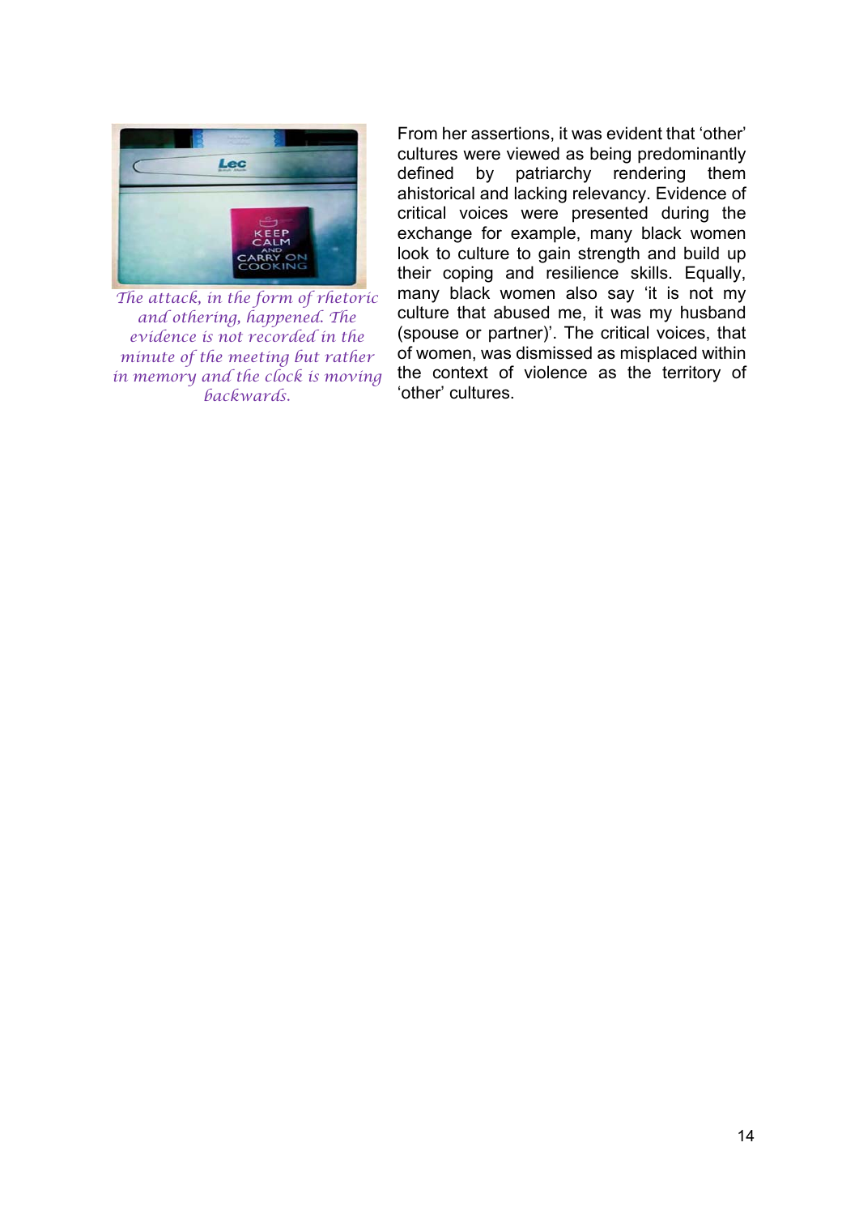*The attack, in the form of rhetoric and othering, happened. The evidence is not recorded in the minute of the meeting but rather in memory and the clock is moving backwards.*

From her assertions, it was evident that 'other' cultures were viewed as being predominantly defined by patriarchy rendering them ahistorical and lacking relevancy. Evidence of critical voices were presented during the exchange for example, many black women look to culture to gain strength and build up their coping and resilience skills. Equally, many black women also say 'it is not my culture that abused me, it was my husband (spouse or partner)'. The critical voices, that of women, was dismissed as misplaced within the context of violence as the territory of 'other' cultures.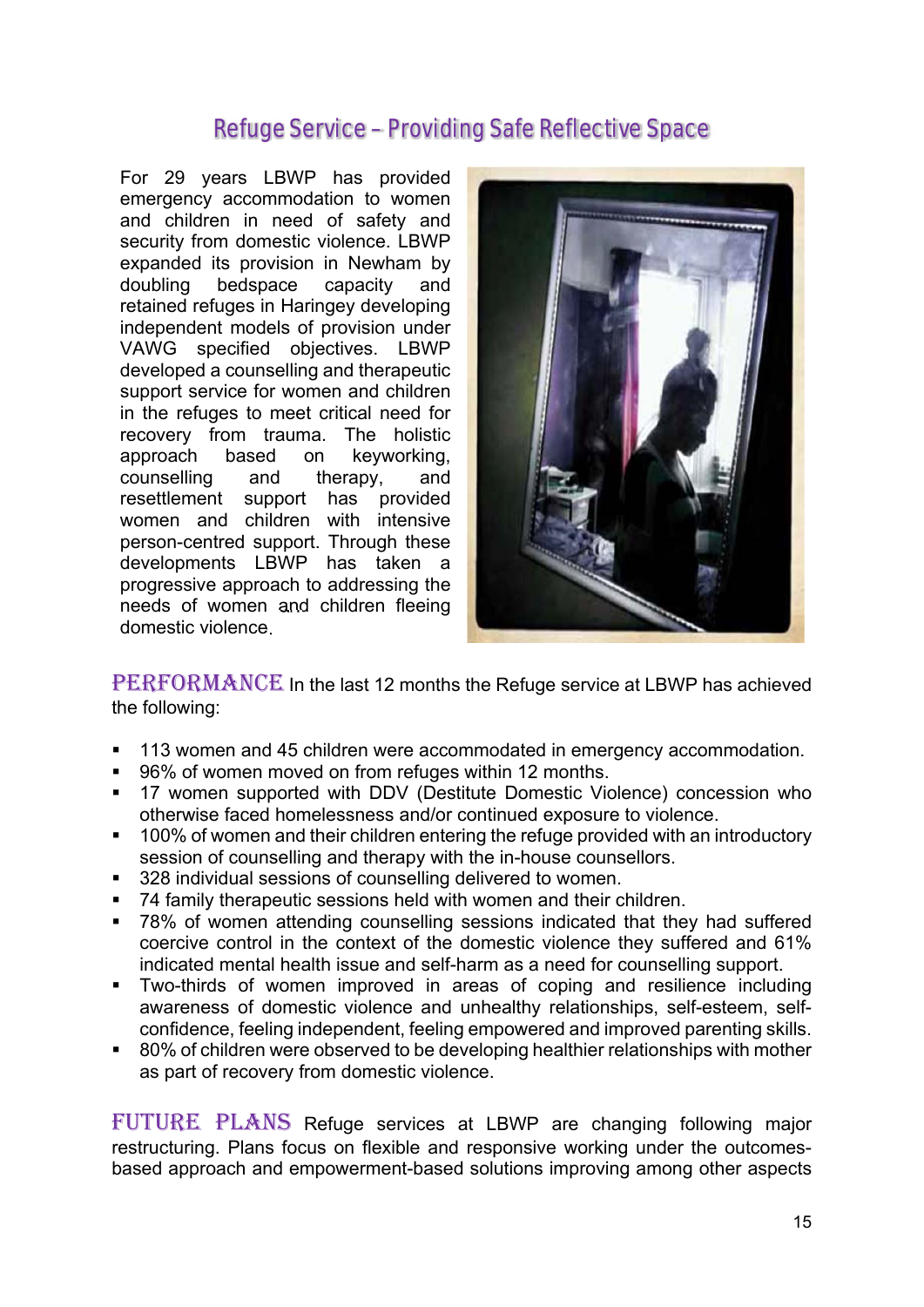## Refuge Service – Providing Safe Reflective Space

For 29 years LBWP has provided emergency accommodation to women and children in need of safety and security from domestic violence. LBWP expanded its provision in Newham by doubling bedspace capacity and retained refuges in Haringey developing independent models of provision under VAWG specified objectives. LBWP developed a counselling and therapeutic support service for women and children in the refuges to meet critical need for recovery from trauma. The holistic approach based on keyworking, counselling and therapy, and resettlement support has provided women and children with intensive person-centred support. Through these developments LBWP has taken a progressive approach to addressing the needs of women and children fleeing domestic violence.

**PERFORMANCE** In the last 12 months the Refuge service at LBWP has achieved the following:

- 113 women and 45 children were accommodated in emergency accommodation.
- 96% of women moved on from refuges within 12 months.
- 17 women supported with DDV (Destitute Domestic Violence) concession who otherwise faced homelessness and/or continued exposure to violence.
- 100% of women and their children entering the refuge provided with an introductory session of counselling and therapy with the in-house counsellors.
- 328 individual sessions of counselling delivered to women.
- 74 family therapeutic sessions held with women and their children.
- 78% of women attending counselling sessions indicated that they had suffered coercive control in the context of the domestic violence they suffered and 61% indicated mental health issue and self-harm as a need for counselling support.
- Two-thirds of women improved in areas of coping and resilience including awareness of domestic violence and unhealthy relationships, self-esteem, self-confidence, feeling independent, feeling empowered and improved parenting skills.
- 80% of children were observed to be developing healthier relationships with mother as part of recovery from domestic violence.

**FUTURE PLANS** Refuge services at LBWP are changing following major restructuring. Plans focus on flexible and responsive working under the outcomes-based approach and empowerment-based solutions improving among other aspects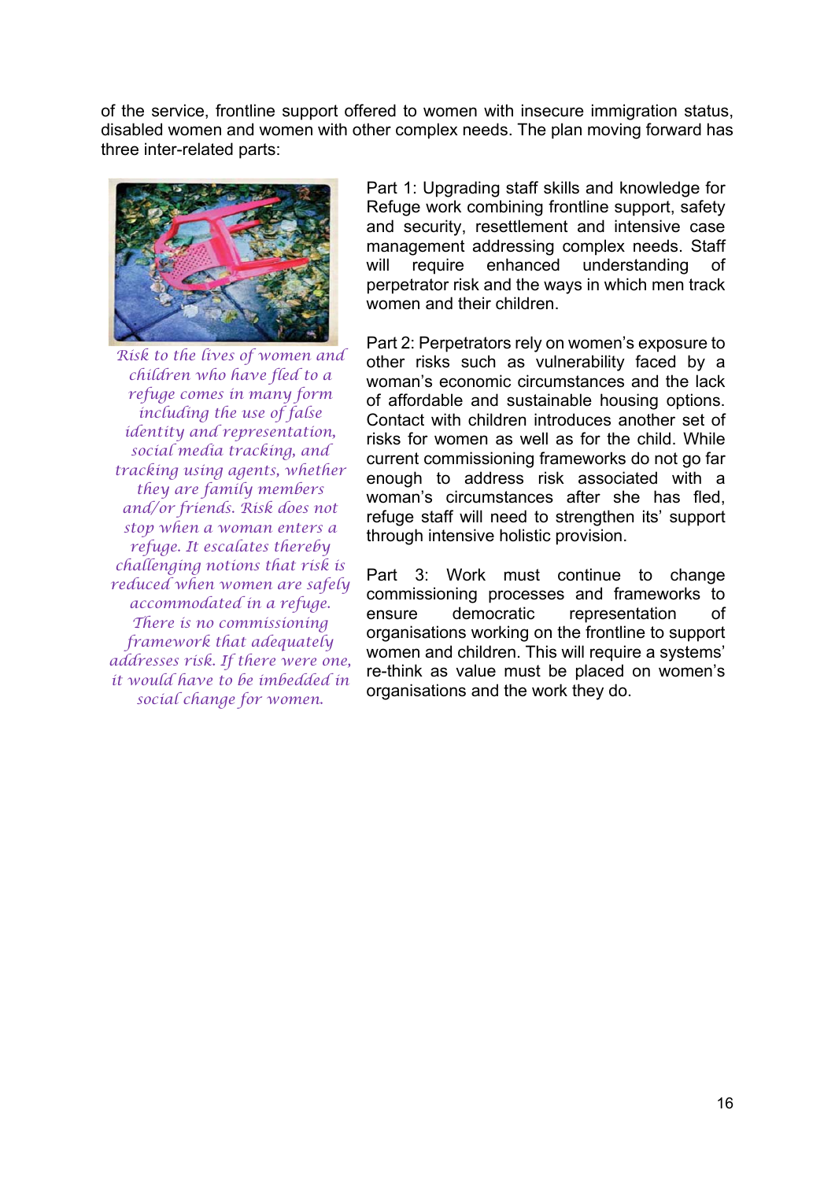of the service, frontline support offered to women with insecure immigration status, disabled women and women with other complex needs. The plan moving forward has three inter-related parts:

*Risk to the lives of women and children who have fled to a refuge comes in many form including the use of false identity and representation, social media tracking, and tracking using agents, whether they are family members and/or friends. Risk does not stop when a woman enters a refuge. It escalates thereby challenging notions that risk is reduced when women are safely accommodated in a refuge. There is no commissioning framework that adequately addresses risk. If there were one, it would have to be imbedded in social change for women.*

Part 1: Upgrading staff skills and knowledge for Refuge work combining frontline support, safety and security, resettlement and intensive case management addressing complex needs. Staff will require enhanced understanding of perpetrator risk and the ways in which men track women and their children.

Part 2: Perpetrators rely on women's exposure to other risks such as vulnerability faced by a woman's economic circumstances and the lack of affordable and sustainable housing options. Contact with children introduces another set of risks for women as well as for the child. While current commissioning frameworks do not go far enough to address risk associated with a woman's circumstances after she has fled, refuge staff will need to strengthen its' support through intensive holistic provision.

Part 3: Work must continue to change commissioning processes and frameworks to ensure democratic representation of organisations working on the frontline to support women and children. This will require a systems' re-think as value must be placed on women's organisations and the work they do.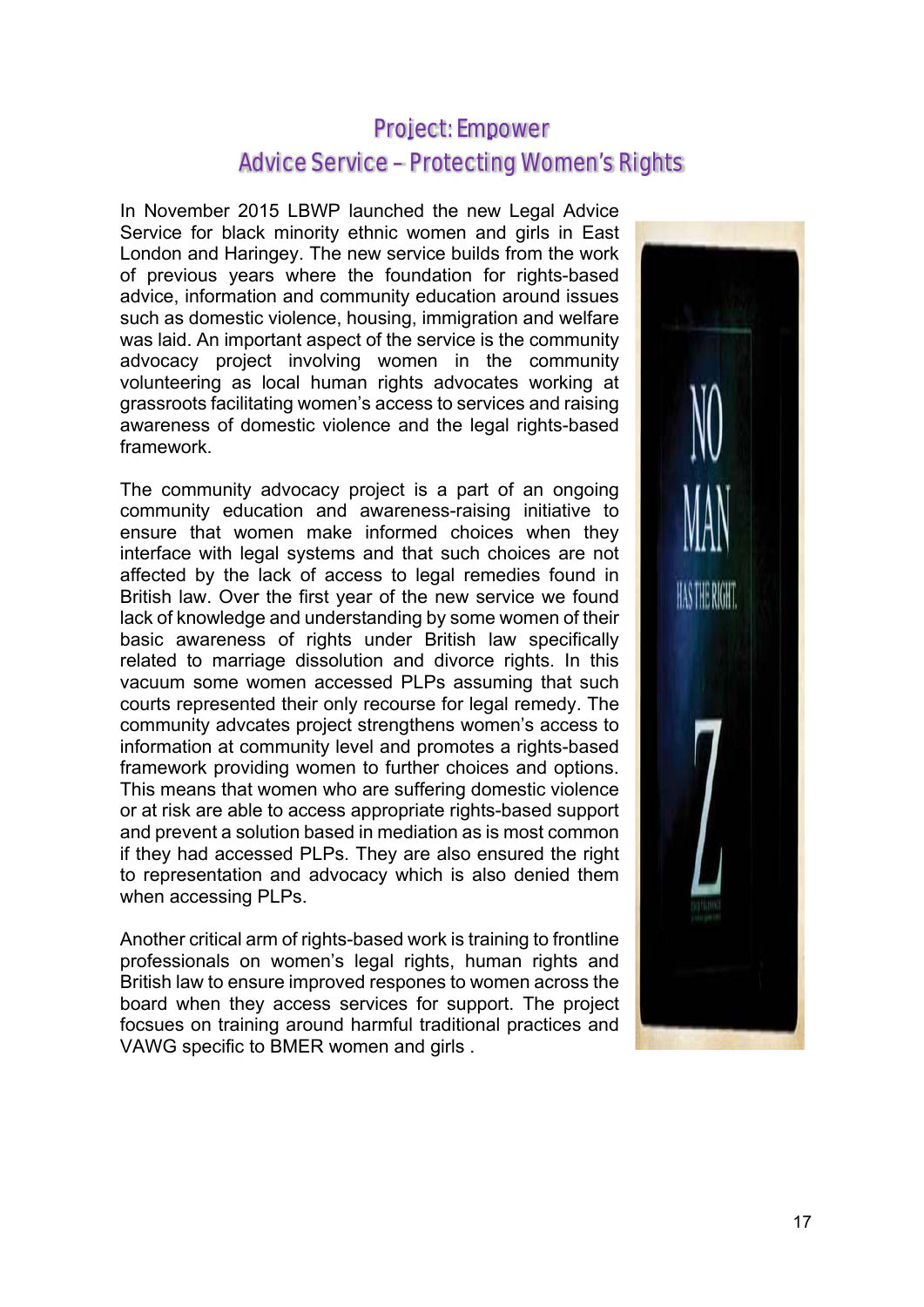## Project: Empower
## Advice Service – Protecting Women's Rights

In November 2015 LBWP launched the new Legal Advice Service for black minority ethnic women and girls in East London and Haringey. The new service builds from the work of previous years where the foundation for rights-based advice, information and community education around issues such as domestic violence, housing, immigration and welfare was laid. An important aspect of the service is the community advocacy project involving women in the community volunteering as local human rights advocates working at grassroots facilitating women's access to services and raising awareness of domestic violence and the legal rights-based framework.

The community advocacy project is a part of an ongoing community education and awareness-raising initiative to ensure that women make informed choices when they interface with legal systems and that such choices are not affected by the lack of access to legal remedies found in British law. Over the first year of the new service we found lack of knowledge and understanding by some women of their basic awareness of rights under British law specifically related to marriage dissolution and divorce rights. In this vacuum some women accessed PLPs assuming that such courts represented their only recourse for legal remedy. The community advcates project strengthens women's access to information at community level and promotes a rights-based framework providing women to further choices and options. This means that women who are suffering domestic violence or at risk are able to access appropriate rights-based support and prevent a solution based in mediation as is most common if they had accessed PLPs. They are also ensured the right to representation and advocacy which is also denied them when accessing PLPs.

Another critical arm of rights-based work is training to frontline professionals on women's legal rights, human rights and British law to ensure improved respones to women across the board when they access services for support. The project focsues on training around harmful traditional practices and VAWG specific to BMER women and girls .

NO MAN HAS THE RIGHT

Z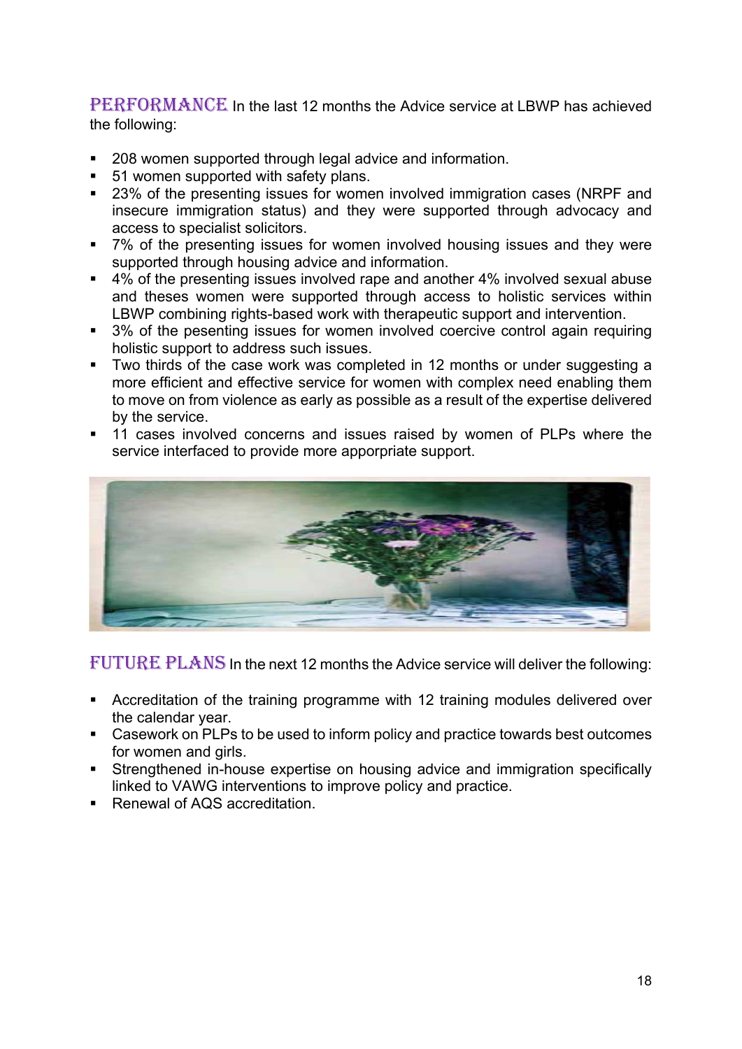**PERFORMANCE** In the last 12 months the Advice service at LBWP has achieved the following:

- 208 women supported through legal advice and information.
- 51 women supported with safety plans.
- 23% of the presenting issues for women involved immigration cases (NRPF and insecure immigration status) and they were supported through advocacy and access to specialist solicitors.
- 7% of the presenting issues for women involved housing issues and they were supported through housing advice and information.
- 4% of the presenting issues involved rape and another 4% involved sexual abuse and theses women were supported through access to holistic services within LBWP combining rights-based work with therapeutic support and intervention.
- 3% of the pesenting issues for women involved coercive control again requiring holistic support to address such issues.
- Two thirds of the case work was completed in 12 months or under suggesting a more efficient and effective service for women with complex need enabling them to move on from violence as early as possible as a result of the expertise delivered by the service.
- 11 cases involved concerns and issues raised by women of PLPs where the service interfaced to provide more apporpriate support.

**FUTURE PLANS** In the next 12 months the Advice service will deliver the following:

- Accreditation of the training programme with 12 training modules delivered over the calendar year.
- Casework on PLPs to be used to inform policy and practice towards best outcomes for women and girls.
- Strengthened in-house expertise on housing advice and immigration specifically linked to VAWG interventions to improve policy and practice.
- Renewal of AQS accreditation.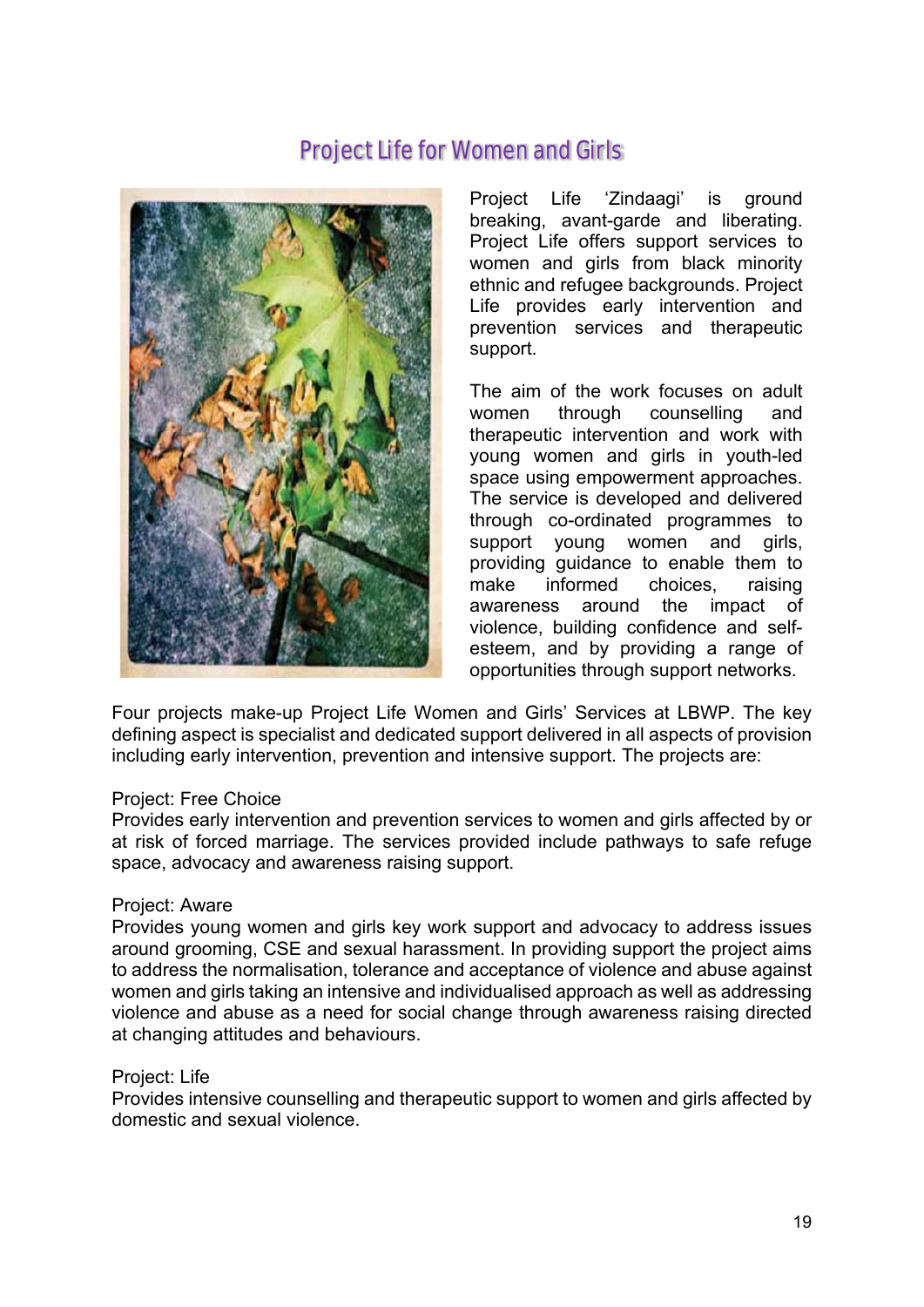## Project Life for Women and Girls

Project Life 'Zindaagi' is ground breaking, avant-garde and liberating. Project Life offers support services to women and girls from black minority ethnic and refugee backgrounds. Project Life provides early intervention and prevention services and therapeutic support.

The aim of the work focuses on adult women through counselling and therapeutic intervention and work with young women and girls in youth-led space using empowerment approaches. The service is developed and delivered through co-ordinated programmes to support young women and girls, providing guidance to enable them to make informed choices, raising awareness around the impact of violence, building confidence and self-esteem, and by providing a range of opportunities through support networks.

Four projects make-up Project Life Women and Girls' Services at LBWP. The key defining aspect is specialist and dedicated support delivered in all aspects of provision including early intervention, prevention and intensive support. The projects are:

Project: Free Choice
Provides early intervention and prevention services to women and girls affected by or at risk of forced marriage. The services provided include pathways to safe refuge space, advocacy and awareness raising support.

Project: Aware
Provides young women and girls key work support and advocacy to address issues around grooming, CSE and sexual harassment. In providing support the project aims to address the normalisation, tolerance and acceptance of violence and abuse against women and girls taking an intensive and individualised approach as well as addressing violence and abuse as a need for social change through awareness raising directed at changing attitudes and behaviours.

Project: Life
Provides intensive counselling and therapeutic support to women and girls affected by domestic and sexual violence.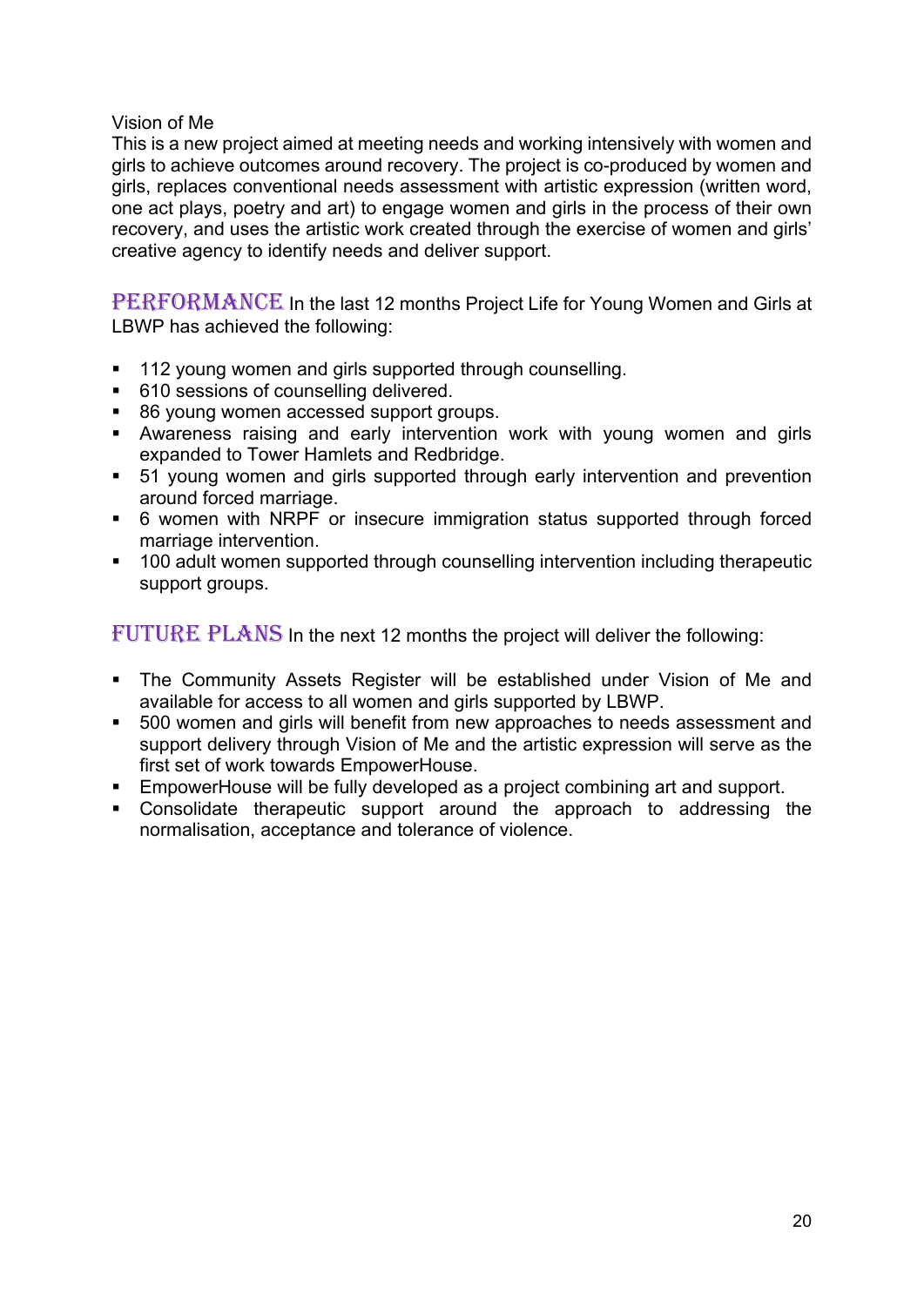Vision of Me

This is a new project aimed at meeting needs and working intensively with women and girls to achieve outcomes around recovery. The project is co-produced by women and girls, replaces conventional needs assessment with artistic expression (written word, one act plays, poetry and art) to engage women and girls in the process of their own recovery, and uses the artistic work created through the exercise of women and girls' creative agency to identify needs and deliver support.

**PERFORMANCE** In the last 12 months Project Life for Young Women and Girls at LBWP has achieved the following:

- 112 young women and girls supported through counselling.
- 610 sessions of counselling delivered.
- 86 young women accessed support groups.
- Awareness raising and early intervention work with young women and girls expanded to Tower Hamlets and Redbridge.
- 51 young women and girls supported through early intervention and prevention around forced marriage.
- 6 women with NRPF or insecure immigration status supported through forced marriage intervention.
- 100 adult women supported through counselling intervention including therapeutic support groups.

**FUTURE PLANS** In the next 12 months the project will deliver the following:

- The Community Assets Register will be established under Vision of Me and available for access to all women and girls supported by LBWP.
- 500 women and girls will benefit from new approaches to needs assessment and support delivery through Vision of Me and the artistic expression will serve as the first set of work towards EmpowerHouse.
- EmpowerHouse will be fully developed as a project combining art and support.
- Consolidate therapeutic support around the approach to addressing the normalisation, acceptance and tolerance of violence.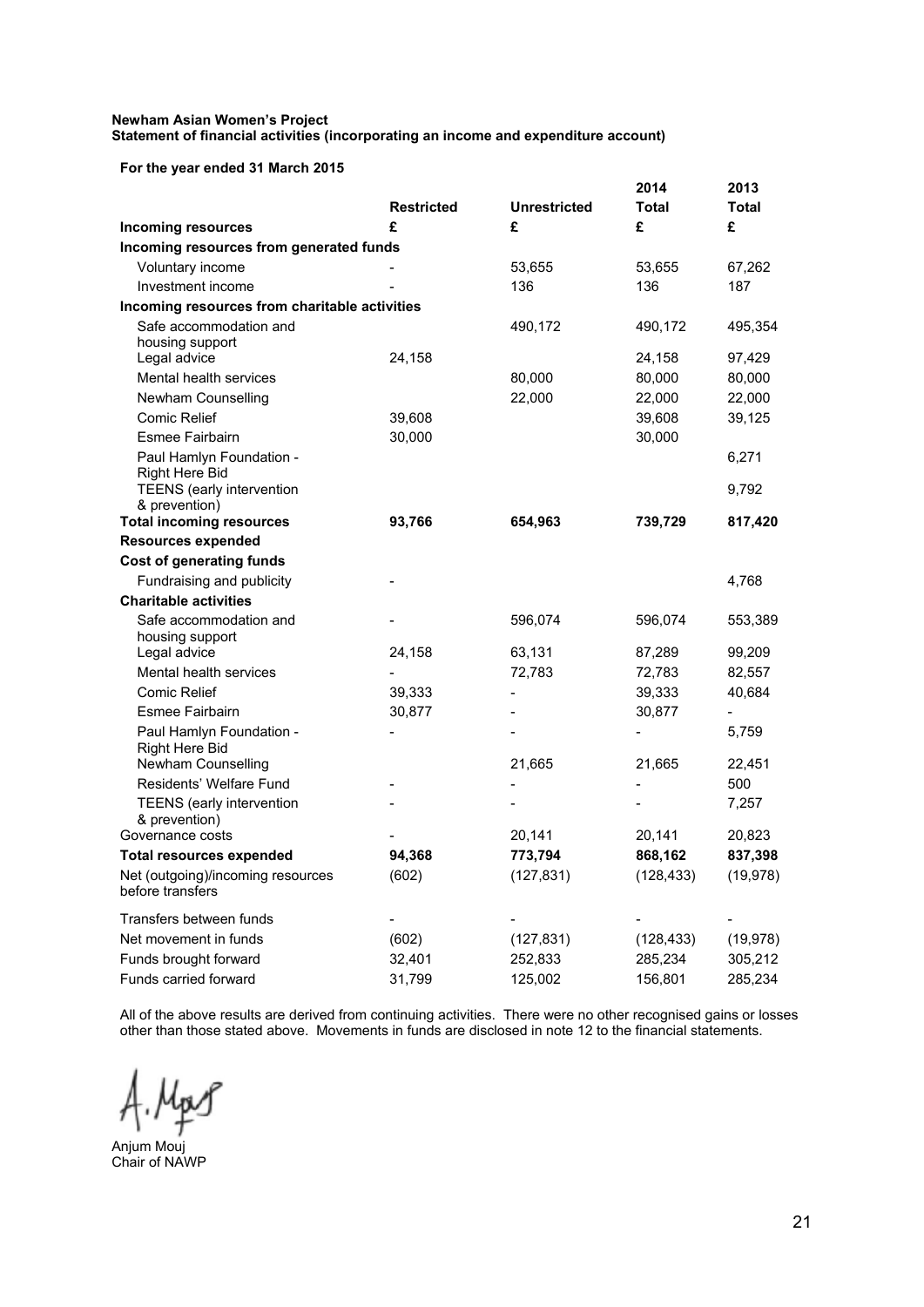**Newhan Asian Women's Project**
**Statement of financial activities (incorporating an income and expenditure account)**

**For the year ended 31 March 2015**

| | **Restricted** | **Unrestricted** | **2014 Total** | **2013 Total** |
|---|---|---|---|---|
| **Incoming resources** | **£** | **£** | **£** | **£** |
| **Incoming resources from generated funds** | | | | |
| Voluntary income | - | 53,655 | 53,655 | 67,262 |
| Investment income | - | 136 | 136 | 187 |
| **Incoming resources from charitable activities** | | | | |
| Safe accommodation and housing support | | 490,172 | 490,172 | 495,354 |
| Legal advice | 24,158 | | 24,158 | 97,429 |
| Mental health services | | 80,000 | 80,000 | 80,000 |
| Newham Counselling | | 22,000 | 22,000 | 22,000 |
| Comic Relief | 39,608 | | 39,608 | 39,125 |
| Esmee Fairbairn | 30,000 | | 30,000 | |
| Paul Hamlyn Foundation - Right Here Bid | | | | 6,271 |
| TEENS (early intervention & prevention) | | | | 9,792 |
| **Total incoming resources** | **93,766** | **654,963** | **739,729** | **817,420** |
| **Resources expended** | | | | |
| **Cost of generating funds** | | | | |
| Fundraising and publicity | - | | | 4,768 |
| **Charitable activities** | | | | |
| Safe accommodation and housing support | - | 596,074 | 596,074 | 553,389 |
| Legal advice | 24,158 | 63,131 | 87,289 | 99,209 |
| Mental health services | - | 72,783 | 72,783 | 82,557 |
| Comic Relief | 39,333 | - | 39,333 | 40,684 |
| Esmee Fairbairn | 30,877 | - | 30,877 | - |
| Paul Hamlyn Foundation - Right Here Bid | - | - | - | 5,759 |
| Newham Counselling | | 21,665 | 21,665 | 22,451 |
| Residents' Welfare Fund | - | - | - | 500 |
| TEENS (early intervention & prevention) | - | - | - | 7,257 |
| Governance costs | - | 20,141 | 20,141 | 20,823 |
| **Total resources expended** | **94,368** | **773,794** | **868,162** | **837,398** |
| Net (outgoing)/incoming resources before transfers | (602) | (127,831) | (128,433) | (19,978) |
| Transfers between funds | - | - | - | - |
| Net movement in funds | (602) | (127,831) | (128,433) | (19,978) |
| Funds brought forward | 32,401 | 252,833 | 285,234 | 305,212 |
| Funds carried forward | 31,799 | 125,002 | 156,801 | 285,234 |

All of the above results are derived from continuing activities. There were no other recognised gains or losses other than those stated above. Movements in funds are disclosed in note 12 to the financial statements.

Anjum Mouj
Chair of NAWP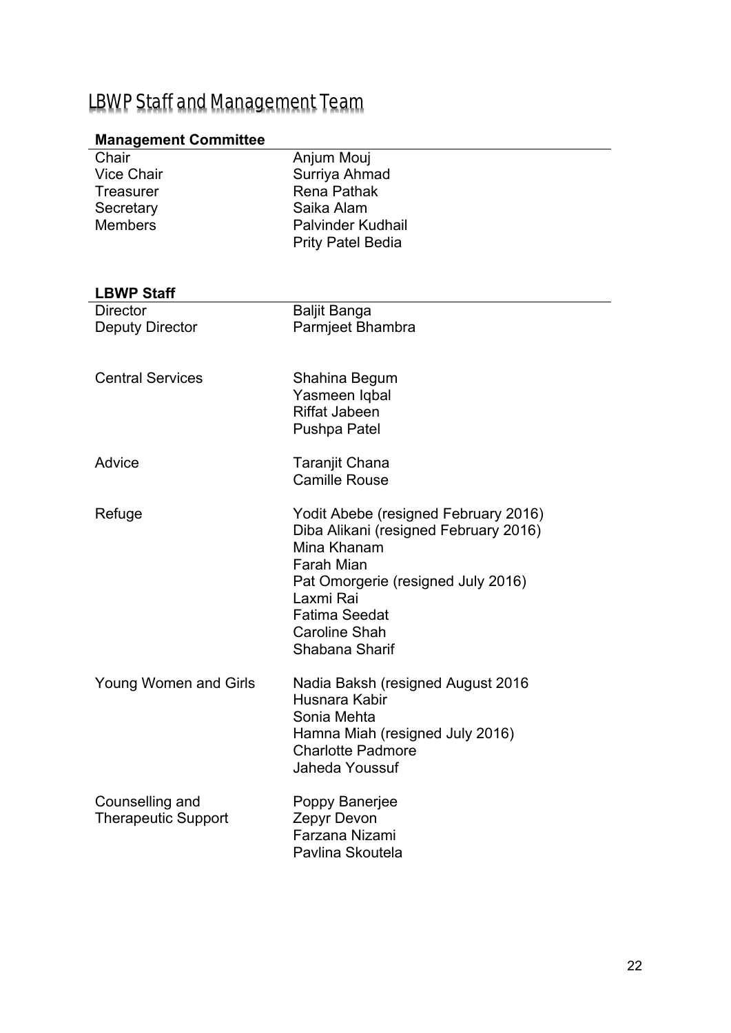# LBWP Staff and Management Team

| **Management Committee** | |
|---|---|
| Chair | Anjum Mouj |
| Vice Chair | Surriya Ahmad |
| Treasurer | Rena Pathak |
| Secretary | Saika Alam |
| Members | Palvinder Kudhail<br>Prity Patel Bedia |

| **LBWP Staff** | |
|---|---|
| Director | Baljit Banga |
| Deputy Director | Parmjeet Bhambra |
| Central Services | Shahina Begum<br>Yasmeen Iqbal<br>Riffat Jabeen<br>Pushpa Patel |
| Advice | Taranjit Chana<br>Camille Rouse |
| Refuge | Yodit Abebe (resigned February 2016)<br>Diba Alikani (resigned February 2016)<br>Mina Khanam<br>Farah Mian<br>Pat Omorgerie (resigned July 2016)<br>Laxmi Rai<br>Fatima Seedat<br>Caroline Shah<br>Shabana Sharif |
| Young Women and Girls | Nadia Baksh (resigned August 2016<br>Husnara Kabir<br>Sonia Mehta<br>Hamna Miah (resigned July 2016)<br>Charlotte Padmore<br>Jaheda Youssuf |
| Counselling and Therapeutic Support | Poppy Banerjee<br>Zepyr Devon<br>Farzana Nizami<br>Pavlina Skoutela |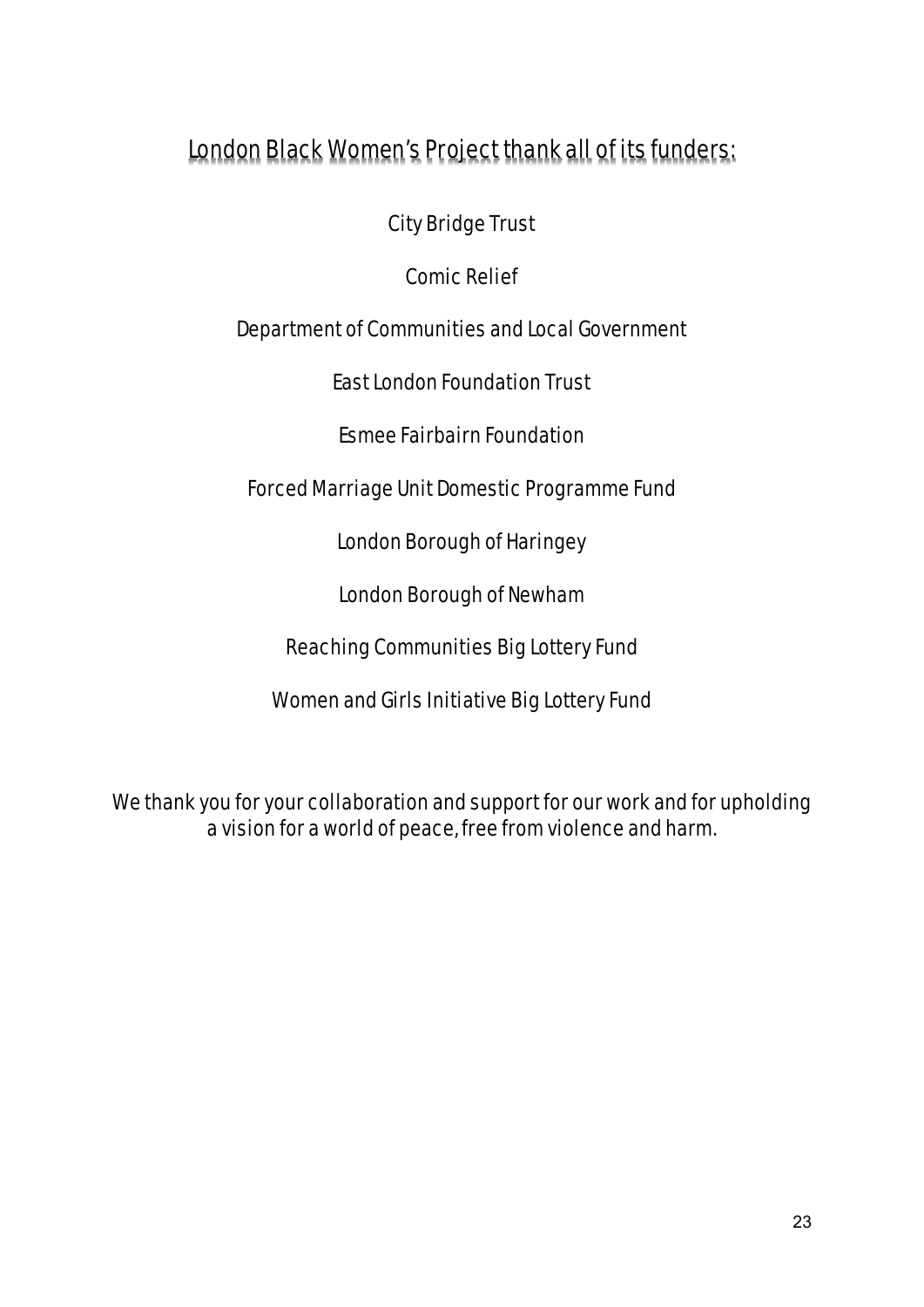## London Black Women's Project thank all of its funders:

City Bridge Trust

Comic Relief

Department of Communities and Local Government

East London Foundation Trust

Esmee Fairbairn Foundation

Forced Marriage Unit Domestic Programme Fund

London Borough of Haringey

London Borough of Newham

Reaching Communities Big Lottery Fund

Women and Girls Initiative Big Lottery Fund

We thank you for your collaboration and support for our work and for upholding a vision for a world of peace, free from violence and harm.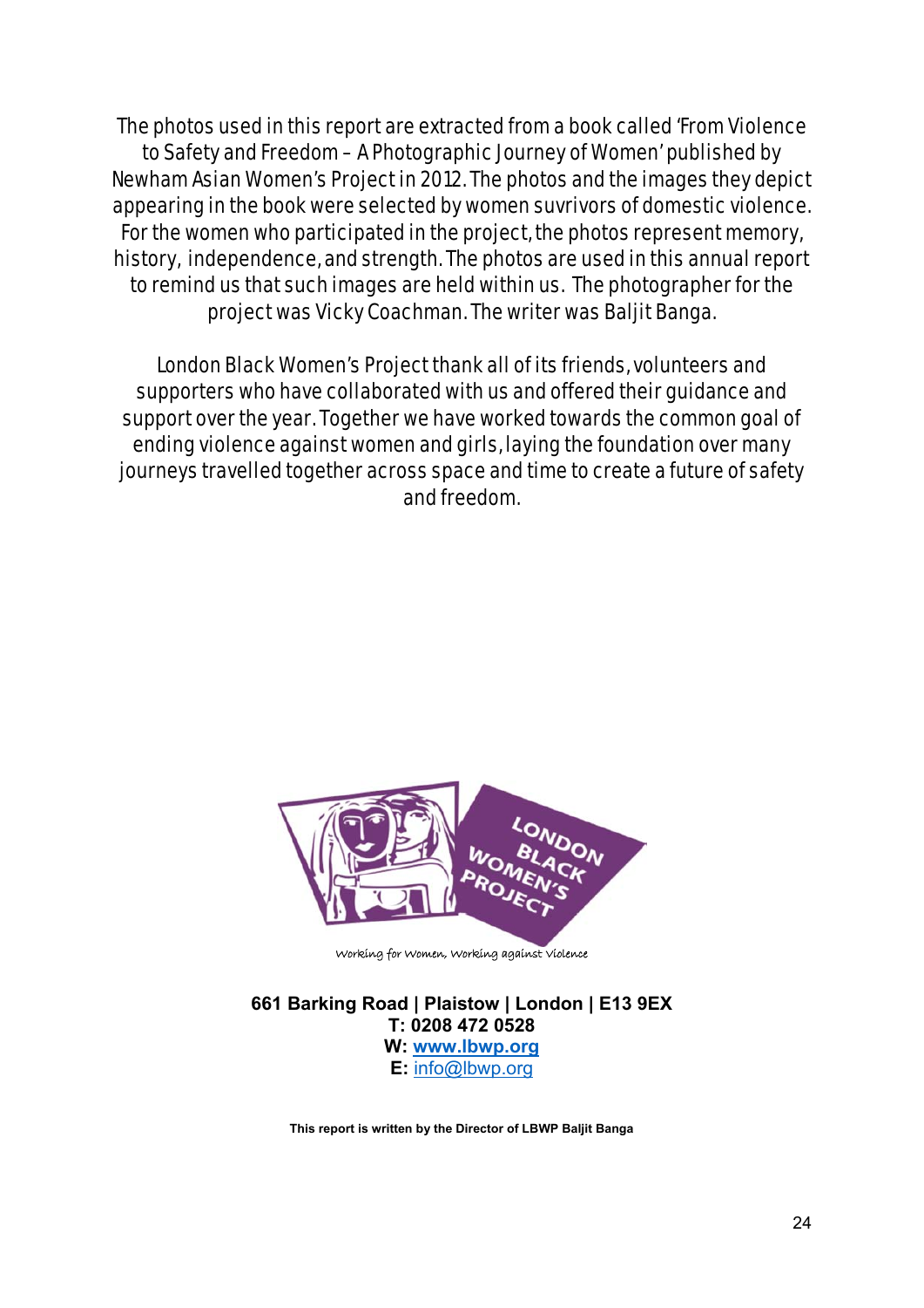The photos used in this report are extracted from a book called 'From Violence to Safety and Freedom – A Photographic Journey of Women' published by Newham Asian Women's Project in 2012. The photos and the images they depict appearing in the book were selected by women suvrivors of domestic violence. For the women who participated in the project, the photos represent memory, history, independence, and strength. The photos are used in this annual report to remind us that such images are held within us. The photographer for the project was Vicky Coachman. The writer was Baljit Banga.

London Black Women's Project thank all of its friends, volunteers and supporters who have collaborated with us and offered their guidance and support over the year. Together we have worked towards the common goal of ending violence against women and girls, laying the foundation over many journeys travelled together across space and time to create a future of safety and freedom.

LONDON BLACK WOMEN'S PROJECT

Working for Women, Working against Violence

**661 Barking Road | Plaistow | London | E13 9EX**
**T: 0208 472 0528**
**W: www.lbwp.org**
**E:** info@lbwp.org

**This report is written by the Director of LBWP Baljit Banga**